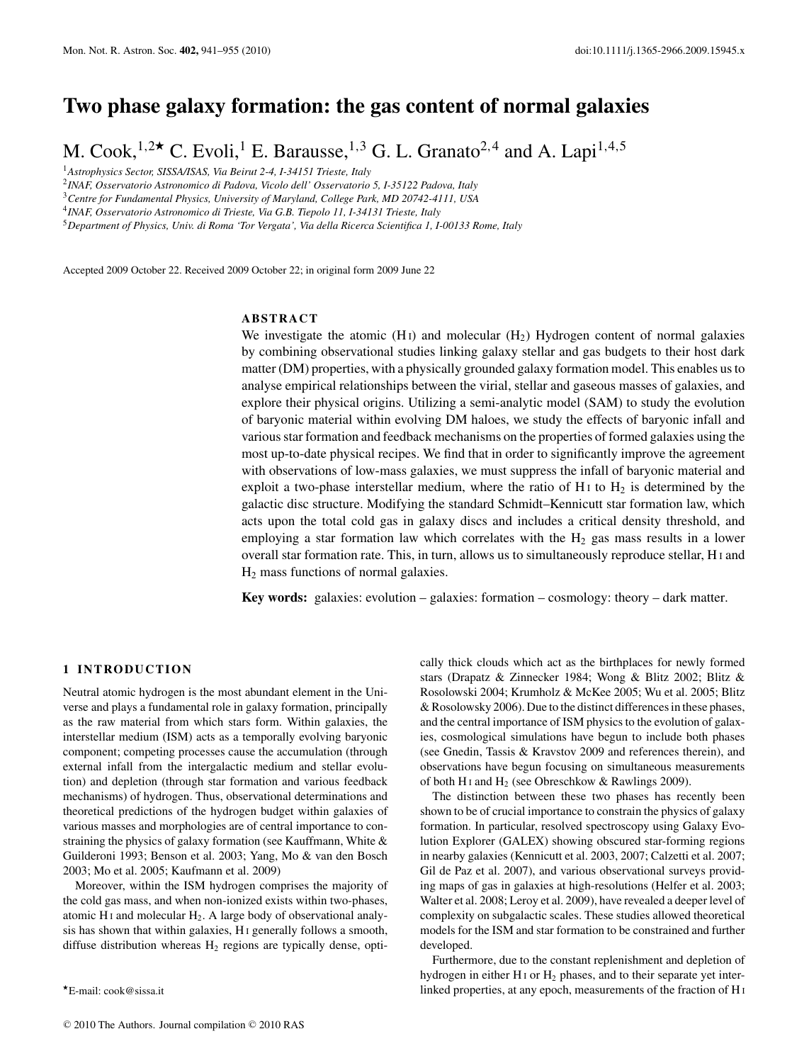# Two phase galaxy formation: the gas content of normal galaxies

M. Cook,[1,2]★ C. Evoli,[1] E. Barausse,[1,3] G. L. Granato[2,4] and A. Lapi[1,4,5]

[1]Astrophysics Sector, SISSA/ISAS, Via Beirut 2-4, I-34151 Trieste, Italy

[2]INAF, Osservatorio Astronomico di Padova, Vicolo dell' Osservatorio 5, I-35122 Padova, Italy

[3]Centre for Fundamental Physics, University of Maryland, College Park, MD 20742-4111, USA

[4]INAF, Osservatorio Astronomico di Trieste, Via G.B. Tiepolo 11, I-34131 Trieste, Italy

[5]Department of Physics, Univ. di Roma 'Tor Vergata', Via della Ricerca Scientifica 1, I-00133 Rome, Italy

Accepted 2009 October 22. Received 2009 October 22; in original form 2009 June 22

## ABSTRACT

We investigate the atomic (H I) and molecular ($H_2$) Hydrogen content of normal galaxies by combining observational studies linking galaxy stellar and gas budgets to their host dark matter (DM) properties, with a physically grounded galaxy formation model. This enables us to analyse empirical relationships between the virial, stellar and gaseous masses of galaxies, and explore their physical origins. Utilizing a semi-analytic model (SAM) to study the evolution of baryonic material within evolving DM haloes, we study the effects of baryonic infall and various star formation and feedback mechanisms on the properties of formed galaxies using the most up-to-date physical recipes. We find that in order to significantly improve the agreement with observations of low-mass galaxies, we must suppress the infall of baryonic material and exploit a two-phase interstellar medium, where the ratio of H I to $H_2$ is determined by the galactic disc structure. Modifying the standard Schmidt–Kennicutt star formation law, which acts upon the total cold gas in galaxy discs and includes a critical density threshold, and employing a star formation law which correlates with the $H_2$ gas mass results in a lower overall star formation rate. This, in turn, allows us to simultaneously reproduce stellar, H I and $H_2$ mass functions of normal galaxies.

**Key words:** galaxies: evolution – galaxies: formation – cosmology: theory – dark matter.

## 1 INTRODUCTION

Neutral atomic hydrogen is the most abundant element in the Universe and plays a fundamental role in galaxy formation, principally as the raw material from which stars form. Within galaxies, the interstellar medium (ISM) acts as a temporally evolving baryonic component; competing processes cause the accumulation (through external infall from the intergalactic medium and stellar evolution) and depletion (through star formation and various feedback mechanisms) of hydrogen. Thus, observational determinations and theoretical predictions of the hydrogen budget within galaxies of various masses and morphologies are of central importance to constraining the physics of galaxy formation (see Kauffmann, White & Guilderoni 1993; Benson et al. 2003; Yang, Mo & van den Bosch 2003; Mo et al. 2005; Kaufmann et al. 2009)

Moreover, within the ISM hydrogen comprises the majority of the cold gas mass, and when non-ionized exists within two-phases, atomic H I and molecular $H_2$. A large body of observational analysis has shown that within galaxies, H I generally follows a smooth, diffuse distribution whereas $H_2$ regions are typically dense, optically thick clouds which act as the birthplaces for newly formed stars (Drapatz & Zinnecker 1984; Wong & Blitz 2002; Blitz & Rosolowski 2004; Krumholz & McKee 2005; Wu et al. 2005; Blitz & Rosolowsky 2006). Due to the distinct differences in these phases, and the central importance of ISM physics to the evolution of galaxies, cosmological simulations have begun to include both phases (see Gnedin, Tassis & Kravstov 2009 and references therein), and observations have begun focusing on simultaneous measurements of both H I and $H_2$ (see Obreschkow & Rawlings 2009).

The distinction between these two phases has recently been shown to be of crucial importance to constrain the physics of galaxy formation. In particular, resolved spectroscopy using Galaxy Evolution Explorer (GALEX) showing obscured star-forming regions in nearby galaxies (Kennicutt et al. 2003, 2007; Calzetti et al. 2007; Gil de Paz et al. 2007), and various observational surveys providing maps of gas in galaxies at high-resolutions (Helfer et al. 2003; Walter et al. 2008; Leroy et al. 2009), have revealed a deeper level of complexity on subgalactic scales. These studies allowed theoretical models for the ISM and star formation to be constrained and further developed.

Furthermore, due to the constant replenishment and depletion of hydrogen in either H I or $H_2$ phases, and to their separate yet interlinked properties, at any epoch, measurements of the fraction of H I

★E-mail: cook@sissa.it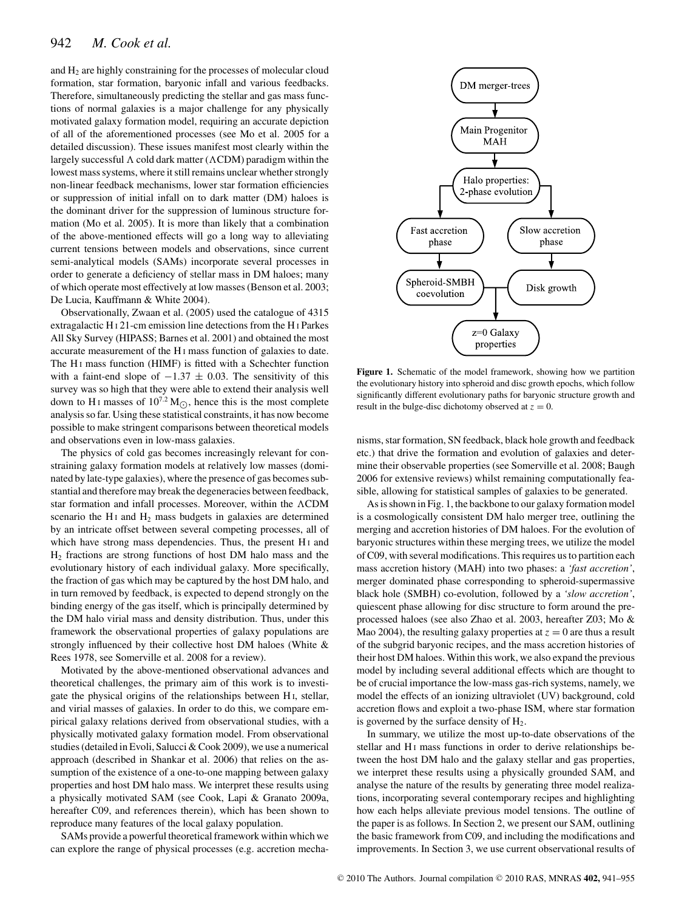and $H_2$ are highly constraining for the processes of molecular cloud formation, star formation, baryonic infall and various feedbacks. Therefore, simultaneously predicting the stellar and gas mass functions of normal galaxies is a major challenge for any physically motivated galaxy formation model, requiring an accurate depiction of all of the aforementioned processes (see Mo et al. 2005 for a detailed discussion). These issues manifest most clearly within the largely successful $\Lambda$ cold dark matter ($\Lambda$CDM) paradigm within the lowest mass systems, where it still remains unclear whether strongly non-linear feedback mechanisms, lower star formation efficiencies or suppression of initial infall on to dark matter (DM) haloes is the dominant driver for the suppression of luminous structure formation (Mo et al. 2005). It is more than likely that a combination of the above-mentioned effects will go a long way to alleviating current tensions between models and observations, since current semi-analytical models (SAMs) incorporate several processes in order to generate a deficiency of stellar mass in DM haloes; many of which operate most effectively at low masses (Benson et al. 2003; De Lucia, Kauffmann & White 2004).

Observationally, Zwaan et al. (2005) used the catalogue of 4315 extragalactic H I 21-cm emission line detections from the H I Parkes All Sky Survey (HIPASS; Barnes et al. 2001) and obtained the most accurate measurement of the H I mass function of galaxies to date. The H I mass function (HIMF) is fitted with a Schechter function with a faint-end slope of $-1.37 \pm 0.03$. The sensitivity of this survey was so high that they were able to extend their analysis well down to H I masses of $10^{7.2}\,\mathrm{M}_{\odot}$, hence this is the most complete analysis so far. Using these statistical constraints, it has now become possible to make stringent comparisons between theoretical models and observations even in low-mass galaxies.

The physics of cold gas becomes increasingly relevant for constraining galaxy formation models at relatively low masses (dominated by late-type galaxies), where the presence of gas becomes substantial and therefore may break the degeneracies between feedback, star formation and infall processes. Moreover, within the $\Lambda$CDM scenario the H I and $H_2$ mass budgets in galaxies are determined by an intricate offset between several competing processes, all of which have strong mass dependencies. Thus, the present H I and $H_2$ fractions are strong functions of host DM halo mass and the evolutionary history of each individual galaxy. More specifically, the fraction of gas which may be captured by the host DM halo, and in turn removed by feedback, is expected to depend strongly on the binding energy of the gas itself, which is principally determined by the DM halo virial mass and density distribution. Thus, under this framework the observational properties of galaxy populations are strongly influenced by their collective host DM haloes (White & Rees 1978, see Somerville et al. 2008 for a review).

Motivated by the above-mentioned observational advances and theoretical challenges, the primary aim of this work is to investigate the physical origins of the relationships between H I, stellar, and virial masses of galaxies. In order to do this, we compare empirical galaxy relations derived from observational studies, with a physically motivated galaxy formation model. From observational studies (detailed in Evoli, Salucci & Cook 2009), we use a numerical approach (described in Shankar et al. 2006) that relies on the assumption of the existence of a one-to-one mapping between galaxy properties and host DM halo mass. We interpret these results using a physically motivated SAM (see Cook, Lapi & Granato 2009a, hereafter C09, and references therein), which has been shown to reproduce many features of the local galaxy population.

SAMs provide a powerful theoretical framework within which we can explore the range of physical processes (e.g. accretion mechanisms, star formation, SN feedback, black hole growth and feedback etc.) that drive the formation and evolution of galaxies and determine their observable properties (see Somerville et al. 2008; Baugh 2006 for extensive reviews) whilst remaining computationally feasible, allowing for statistical samples of galaxies to be generated.

DM merger-trees → Main Progenitor MAH → Halo properties: 2-phase evolution → Fast accretion phase → Spheroid-SMBH coevolution; Slow accretion phase → Disk growth → $z$=0 Galaxy properties

**Figure 1.** Schematic of the model framework, showing how we partition the evolutionary history into spheroid and disc growth epochs, which follow significantly different evolutionary paths for baryonic structure growth and result in the bulge-disc dichotomy observed at $z = 0$.

As is shown in Fig. 1, the backbone to our galaxy formation model is a cosmologically consistent DM halo merger tree, outlining the merging and accretion histories of DM haloes. For the evolution of baryonic structures within these merging trees, we utilize the model of C09, with several modifications. This requires us to partition each mass accretion history (MAH) into two phases: a *'fast accretion'*, merger dominated phase corresponding to spheroid-supermassive black hole (SMBH) co-evolution, followed by a *'slow accretion'*, quiescent phase allowing for disc structure to form around the preprocessed haloes (see also Zhao et al. 2003, hereafter Z03; Mo & Mao 2004), the resulting galaxy properties at $z = 0$ are thus a result of the subgrid baryonic recipes, and the mass accretion histories of their host DM haloes. Within this work, we also expand the previous model by including several additional effects which are thought to be of crucial importance the low-mass gas-rich systems, namely, we model the effects of an ionizing ultraviolet (UV) background, cold accretion flows and exploit a two-phase ISM, where star formation is governed by the surface density of $H_2$.

In summary, we utilize the most up-to-date observations of the stellar and H I mass functions in order to derive relationships between the host DM halo and the galaxy stellar and gas properties, we interpret these results using a physically grounded SAM, and analyse the nature of the results by generating three model realizations, incorporating several contemporary recipes and highlighting how each helps alleviate previous model tensions. The outline of the paper is as follows. In Section 2, we present our SAM, outlining the basic framework from C09, and including the modifications and improvements. In Section 3, we use current observational results of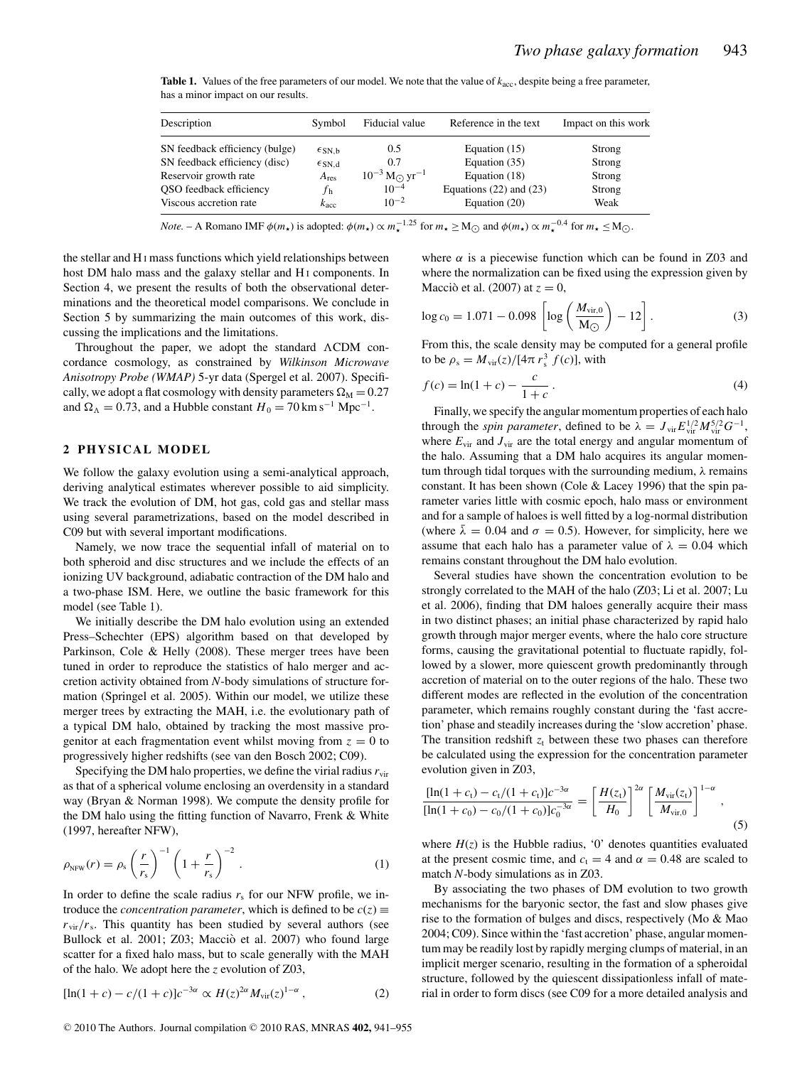**Table 1.** Values of the free parameters of our model. We note that the value of $k_{\rm acc}$, despite being a free parameter, has a minor impact on our results.

| Description | Symbol | Fiducial value | Reference in the text | Impact on this work |
|---|---|---|---|---|
| SN feedback efficiency (bulge) | $\epsilon_{\rm SN,b}$ | 0.5 | Equation (15) | Strong |
| SN feedback efficiency (disc) | $\epsilon_{\rm SN,d}$ | 0.7 | Equation (35) | Strong |
| Reservoir growth rate | $A_{\rm res}$ | $10^{-3}\,{\rm M}_{\odot}\,{\rm yr}^{-1}$ | Equation (18) | Strong |
| QSO feedback efficiency | $f_{\rm h}$ | $10^{-4}$ | Equations (22) and (23) | Strong |
| Viscous accretion rate | $k_{\rm acc}$ | $10^{-2}$ | Equation (20) | Weak |

*Note.* – A Romano IMF $\phi(m_{\star})$ is adopted: $\phi(m_{\star}) \propto m_{\star}^{-1.25}$ for $m_{\star} \geq {\rm M}_{\odot}$ and $\phi(m_{\star}) \propto m_{\star}^{-0.4}$ for $m_{\star} \leq {\rm M}_{\odot}$.

the stellar and H I mass functions which yield relationships between host DM halo mass and the galaxy stellar and H I components. In Section 4, we present the results of both the observational determinations and the theoretical model comparisons. We conclude in Section 5 by summarizing the main outcomes of this work, discussing the implications and the limitations.

Throughout the paper, we adopt the standard ΛCDM concordance cosmology, as constrained by *Wilkinson Microwave Anisotropy Probe (WMAP)* 5-yr data (Spergel et al. 2007). Specifically, we adopt a flat cosmology with density parameters $\Omega_{\rm M} = 0.27$ and $\Omega_{\Lambda} = 0.73$, and a Hubble constant $H_0 = 70\,{\rm km\,s^{-1}\,Mpc^{-1}}$.

## 2 PHYSICAL MODEL

We follow the galaxy evolution using a semi-analytical approach, deriving analytical estimates wherever possible to aid simplicity. We track the evolution of DM, hot gas, cold gas and stellar mass using several parametrizations, based on the model described in C09 but with several important modifications.

Namely, we now trace the sequential infall of material on to both spheroid and disc structures and we include the effects of an ionizing UV background, adiabatic contraction of the DM halo and a two-phase ISM. Here, we outline the basic framework for this model (see Table 1).

We initially describe the DM halo evolution using an extended Press–Schechter (EPS) algorithm based on that developed by Parkinson, Cole & Helly (2008). These merger trees have been tuned in order to reproduce the statistics of halo merger and accretion activity obtained from *N*-body simulations of structure formation (Springel et al. 2005). Within our model, we utilize these merger trees by extracting the MAH, i.e. the evolutionary path of a typical DM halo, obtained by tracking the most massive progenitor at each fragmentation event whilst moving from $z = 0$ to progressively higher redshifts (see van den Bosch 2002; C09).

Specifying the DM halo properties, we define the virial radius $r_{\rm vir}$ as that of a spherical volume enclosing an overdensity in a standard way (Bryan & Norman 1998). We compute the density profile for the DM halo using the fitting function of Navarro, Frenk & White (1997, hereafter NFW),

$$\rho_{\rm NFW}(r) = \rho_{\rm s}\left(\frac{r}{r_{\rm s}}\right)^{-1}\left(1+\frac{r}{r_{\rm s}}\right)^{-2}. \tag{1}$$

In order to define the scale radius $r_{\rm s}$ for our NFW profile, we introduce the *concentration parameter*, which is defined to be $c(z) \equiv r_{\rm vir}/r_{\rm s}$. This quantity has been studied by several authors (see Bullock et al. 2001; Z03; Macciò et al. 2007) who found large scatter for a fixed halo mass, but to scale generally with the MAH of the halo. We adopt here the $z$ evolution of Z03,

$$[\ln(1+c) - c/(1+c)]c^{-3\alpha} \propto H(z)^{2\alpha} M_{\rm vir}(z)^{1-\alpha}, \tag{2}$$

where $\alpha$ is a piecewise function which can be found in Z03 and where the normalization can be fixed using the expression given by Macciò et al. (2007) at $z = 0$,

$$\log c_0 = 1.071 - 0.098\left[\log\left(\frac{M_{\rm vir,0}}{{\rm M}_{\odot}}\right) - 12\right]. \tag{3}$$

From this, the scale density may be computed for a general profile to be $\rho_{\rm s} = M_{\rm vir}(z)/[4\pi\, r_{\rm s}^3\, f(c)]$, with

$$f(c) = \ln(1+c) - \frac{c}{1+c}. \tag{4}$$

Finally, we specify the angular momentum properties of each halo through the *spin parameter*, defined to be $\lambda = J_{\rm vir}E_{\rm vir}^{1/2}M_{\rm vir}^{5/2}G^{-1}$, where $E_{\rm vir}$ and $J_{\rm vir}$ are the total energy and angular momentum of the halo. Assuming that a DM halo acquires its angular momentum through tidal torques with the surrounding medium, $\lambda$ remains constant. It has been shown (Cole & Lacey 1996) that the spin parameter varies little with cosmic epoch, halo mass or environment and for a sample of haloes is well fitted by a log-normal distribution (where $\bar{\lambda} = 0.04$ and $\sigma = 0.5$). However, for simplicity, here we assume that each halo has a parameter value of $\lambda = 0.04$ which remains constant throughout the DM halo evolution.

Several studies have shown the concentration evolution to be strongly correlated to the MAH of the halo (Z03; Li et al. 2007; Lu et al. 2006), finding that DM haloes generally acquire their mass in two distinct phases; an initial phase characterized by rapid halo growth through major merger events, where the halo core structure forms, causing the gravitational potential to fluctuate rapidly, followed by a slower, more quiescent growth predominantly through accretion of material on to the outer regions of the halo. These two different modes are reflected in the evolution of the concentration parameter, which remains roughly constant during the 'fast accretion' phase and steadily increases during the 'slow accretion' phase. The transition redshift $z_{\rm t}$ between these two phases can therefore be calculated using the expression for the concentration parameter evolution given in Z03,

$$\frac{[\ln(1+c_{\rm t}) - c_{\rm t}/(1+c_{\rm t})]c^{-3\alpha}}{[\ln(1+c_0) - c_0/(1+c_0)]c_0^{-3\alpha}} = \left[\frac{H(z_{\rm t})}{H_0}\right]^{2\alpha}\left[\frac{M_{\rm vir}(z_{\rm t})}{M_{\rm vir,0}}\right]^{1-\alpha}, \tag{5}$$

where $H(z)$ is the Hubble radius, '0' denotes quantities evaluated at the present cosmic time, and $c_{\rm t} = 4$ and $\alpha = 0.48$ are scaled to match *N*-body simulations as in Z03.

By associating the two phases of DM evolution to two growth mechanisms for the baryonic sector, the fast and slow phases give rise to the formation of bulges and discs, respectively (Mo & Mao 2004; C09). Since within the 'fast accretion' phase, angular momentum may be readily lost by rapidly merging clumps of material, in an implicit merger scenario, resulting in the formation of a spheroidal structure, followed by the quiescent dissipationless infall of material in order to form discs (see C09 for a more detailed analysis and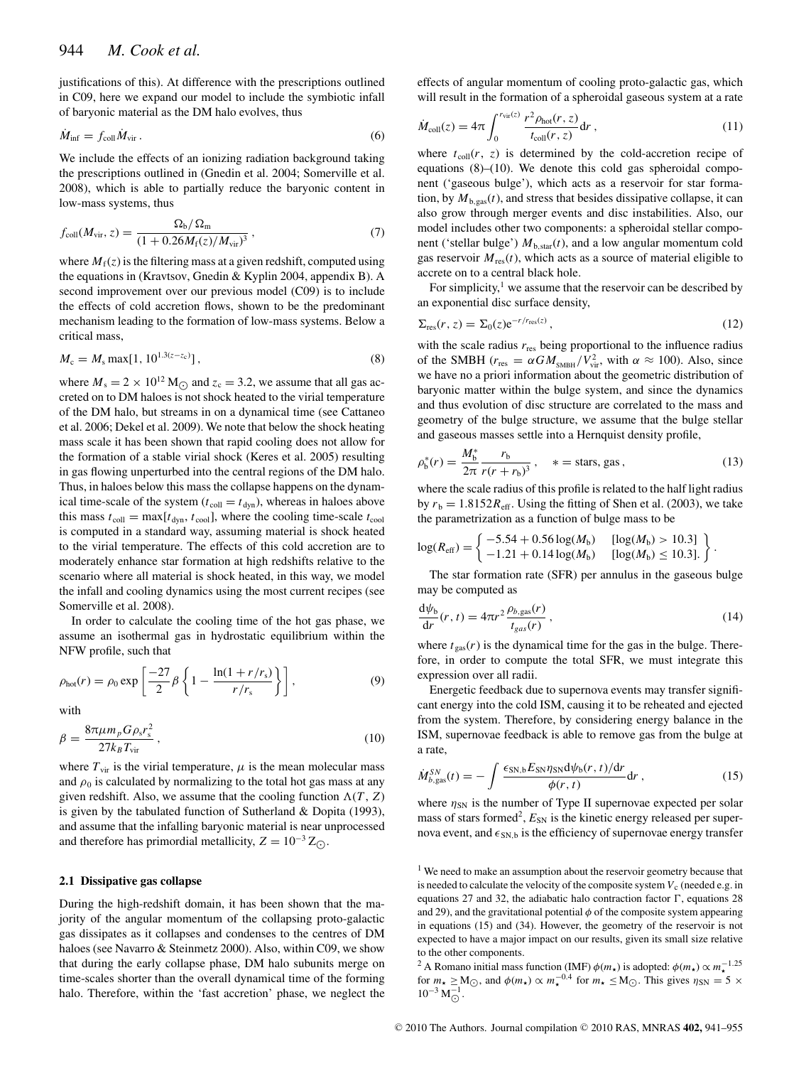justifications of this). At difference with the prescriptions outlined in C09, here we expand our model to include the symbiotic infall of baryonic material as the DM halo evolves, thus

$$\dot{M}_{\rm inf} = f_{\rm coll}\dot{M}_{\rm vir}\,. \tag{6}$$

We include the effects of an ionizing radiation background taking the prescriptions outlined in (Gnedin et al. 2004; Somerville et al. 2008), which is able to partially reduce the baryonic content in low-mass systems, thus

$$f_{\rm coll}(M_{\rm vir}, z) = \frac{\Omega_{\rm b}/\Omega_{\rm m}}{(1 + 0.26M_{\rm f}(z)/M_{\rm vir})^3}\,, \tag{7}$$

where $M_{\rm f}(z)$ is the filtering mass at a given redshift, computed using the equations in (Kravtsov, Gnedin & Kyplin 2004, appendix B). A second improvement over our previous model (C09) is to include the effects of cold accretion flows, shown to be the predominant mechanism leading to the formation of low-mass systems. Below a critical mass,

$$M_{\rm c} = M_{\rm s}\max[1, 10^{1.3(z-z_{\rm c})}]\,, \tag{8}$$

where $M_s = 2 \times 10^{12}\,{\rm M}_{\odot}$ and $z_{\rm c} = 3.2$, we assume that all gas accreted on to DM haloes is not shock heated to the virial temperature of the DM halo, but streams in on a dynamical time (see Cattaneo et al. 2006; Dekel et al. 2009). We note that below the shock heating mass scale it has been shown that rapid cooling does not allow for the formation of a stable virial shock (Keres et al. 2005) resulting in gas flowing unperturbed into the central regions of the DM halo. Thus, in haloes below this mass the collapse happens on the dynamical time-scale of the system ($t_{\rm coll} = t_{\rm dyn}$), whereas in haloes above this mass $t_{\rm coll} = \max[t_{\rm dyn}, t_{\rm cool}]$, where the cooling time-scale $t_{\rm cool}$ is computed in a standard way, assuming material is shock heated to the virial temperature. The effects of this cold accretion are to moderately enhance star formation at high redshifts relative to the scenario where all material is shock heated, in this way, we model the infall and cooling dynamics using the most current recipes (see Somerville et al. 2008).

In order to calculate the cooling time of the hot gas phase, we assume an isothermal gas in hydrostatic equilibrium within the NFW profile, such that

$$\rho_{\rm hot}(r) = \rho_0 \exp\left[\frac{-27}{2}\beta\left\{1 - \frac{\ln(1 + r/r_{\rm s})}{r/r_{\rm s}}\right\}\right], \tag{9}$$

with

$$\beta = \frac{8\pi\mu m_p G\rho_{\rm s} r_{\rm s}^2}{27k_B T_{\rm vir}}\,, \tag{10}$$

where $T_{\rm vir}$ is the virial temperature, $\mu$ is the mean molecular mass and $\rho_0$ is calculated by normalizing to the total hot gas mass at any given redshift. Also, we assume that the cooling function $\Lambda(T, Z)$ is given by the tabulated function of Sutherland & Dopita (1993), and assume that the infalling baryonic material is near unprocessed and therefore has primordial metallicity, $Z = 10^{-3}\,{\rm Z}_{\odot}$.

### 2.1 Dissipative gas collapse

During the high-redshift domain, it has been shown that the majority of the angular momentum of the collapsing proto-galactic gas dissipates as it collapses and condenses to the centres of DM haloes (see Navarro & Steinmetz 2000). Also, within C09, we show that during the early collapse phase, DM halo subunits merge on time-scales shorter than the overall dynamical time of the forming halo. Therefore, within the 'fast accretion' phase, we neglect the effects of angular momentum of cooling proto-galactic gas, which will result in the formation of a spheroidal gaseous system at a rate

$$\dot{M}_{\rm coll}(z) = 4\pi\int_0^{r_{\rm vir}(z)} \frac{r^2\rho_{\rm hot}(r, z)}{t_{\rm coll}(r, z)}{\rm d}r\,, \tag{11}$$

where $t_{\rm coll}(r, z)$ is determined by the cold-accretion recipe of equations (8)–(10). We denote this cold gas spheroidal component ('gaseous bulge'), which acts as a reservoir for star formation, by $M_{\rm b,gas}(t)$, and stress that besides dissipative collapse, it can also grow through merger events and disc instabilities. Also, our model includes other two components: a spheroidal stellar component ('stellar bulge') $M_{\rm b,star}(t)$, and a low angular momentum cold gas reservoir $M_{\rm res}(t)$, which acts as a source of material eligible to accrete on to a central black hole.

For simplicity,[1] we assume that the reservoir can be described by an exponential disc surface density,

$$\Sigma_{\rm res}(r, z) = \Sigma_0(z)e^{-r/r_{\rm res}(z)}\,, \tag{12}$$

with the scale radius $r_{\rm res}$ being proportional to the influence radius of the SMBH ($r_{\rm res} = \alpha G M_{\rm SMBH}/V_{\rm vir}^2$, with $\alpha \approx 100$). Also, since we have no a priori information about the geometric distribution of baryonic matter within the bulge system, and since the dynamics and thus evolution of disc structure are correlated to the mass and geometry of the bulge structure, we assume that the bulge stellar and gaseous masses settle into a Hernquist density profile,

$$\rho_{\rm b}^*(r) = \frac{M_{\rm b}^*}{2\pi}\frac{r_{\rm b}}{r(r + r_{\rm b})^3}\,, \quad * = {\rm stars, gas}\,, \tag{13}$$

where the scale radius of this profile is related to the half light radius by $r_{\rm b} = 1.8152R_{\rm eff}$. Using the fitting of Shen et al. (2003), we take the parametrization as a function of bulge mass to be

$$\log(R_{\rm eff}) = \left\{\begin{array}{ll} -5.54 + 0.56\log(M_{\rm b}) & [\log(M_{\rm b}) > 10.3] \\ -1.21 + 0.14\log(M_{\rm b}) & [\log(M_{\rm b}) \le 10.3]. \end{array}\right\}.$$

The star formation rate (SFR) per annulus in the gaseous bulge may be computed as

$$\frac{{\rm d}\psi_{\rm b}}{{\rm d}r}(r, t) = 4\pi r^2\frac{\rho_{b,{\rm gas}}(r)}{t_{gas}(r)}\,, \tag{14}$$

where $t_{\rm gas}(r)$ is the dynamical time for the gas in the bulge. Therefore, in order to compute the total SFR, we must integrate this expression over all radii.

Energetic feedback due to supernova events may transfer significant energy into the cold ISM, causing it to be reheated and ejected from the system. Therefore, by considering energy balance in the ISM, supernovae feedback is able to remove gas from the bulge at a rate,

$$\dot{M}_{b,{\rm gas}}^{SN}(t) = -\int\frac{\epsilon_{\rm SN,b}E_{\rm SN}\eta_{\rm SN}{\rm d}\psi_{\rm b}(r, t)/{\rm d}r}{\phi(r, t)}{\rm d}r\,, \tag{15}$$

where $\eta_{\rm SN}$ is the number of Type II supernovae expected per solar mass of stars formed[2], $E_{\rm SN}$ is the kinetic energy released per supernova event, and $\epsilon_{\rm SN,b}$ is the efficiency of supernovae energy transfer

---

[1] We need to make an assumption about the reservoir geometry because that is needed to calculate the velocity of the composite system $V_{\rm c}$ (needed e.g. in equations 27 and 32, the adiabatic halo contraction factor $\Gamma$, equations 28 and 29), and the gravitational potential $\phi$ of the composite system appearing in equations (15) and (34). However, the geometry of the reservoir is not expected to have a major impact on our results, given its small size relative to the other components.

[2] A Romano initial mass function (IMF) $\phi(m_\star) \propto m_\star^{-1.25}$ for $m_\star \ge {\rm M}_{\odot}$, and $\phi(m_\star) \propto m_\star^{-0.4}$ for $m_\star \le {\rm M}_{\odot}$. This gives $\eta_{\rm SN} = 5 \times 10^{-3}\,{\rm M}_{\odot}^{-1}$.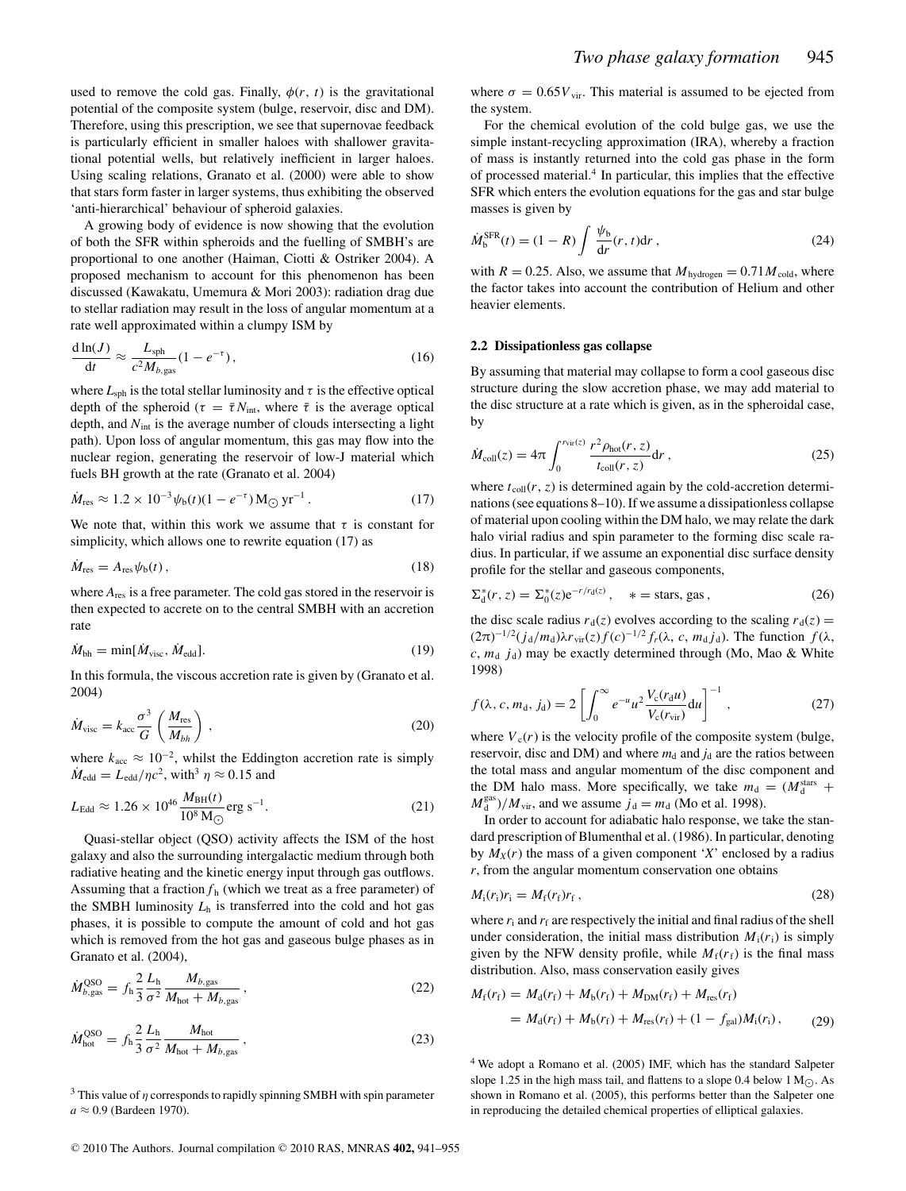used to remove the cold gas. Finally, $\phi(r, t)$ is the gravitational potential of the composite system (bulge, reservoir, disc and DM). Therefore, using this prescription, we see that supernovae feedback is particularly efficient in smaller haloes with shallower gravitational potential wells, but relatively inefficient in larger haloes. Using scaling relations, Granato et al. (2000) were able to show that stars form faster in larger systems, thus exhibiting the observed 'anti-hierarchical' behaviour of spheroid galaxies.

A growing body of evidence is now showing that the evolution of both the SFR within spheroids and the fuelling of SMBH's are proportional to one another (Haiman, Ciotti & Ostriker 2004). A proposed mechanism to account for this phenomenon has been discussed (Kawakatu, Umemura & Mori 2003): radiation drag due to stellar radiation may result in the loss of angular momentum at a rate well approximated within a clumpy ISM by

$$\frac{\mathrm{d}\ln(J)}{\mathrm{d}t} \approx \frac{L_{\rm sph}}{c^2 M_{b,\rm gas}}(1 - e^{-\tau}), \tag{16}$$

where $L_{\rm sph}$ is the total stellar luminosity and $\tau$ is the effective optical depth of the spheroid ($\tau = \bar{\tau} N_{\rm int}$, where $\bar{\tau}$ is the average optical depth, and $N_{\rm int}$ is the average number of clouds intersecting a light path). Upon loss of angular momentum, this gas may flow into the nuclear region, generating the reservoir of low-J material which fuels BH growth at the rate (Granato et al. 2004)

$$\dot{M}_{\rm res} \approx 1.2 \times 10^{-3} \psi_{\rm b}(t)(1 - e^{-\tau})\,\mathrm{M}_{\odot}\,\mathrm{yr}^{-1}. \tag{17}$$

We note that, within this work we assume that $\tau$ is constant for simplicity, which allows one to rewrite equation (17) as

$$\dot{M}_{\rm res} = A_{\rm res}\psi_{\rm b}(t), \tag{18}$$

where $A_{\rm res}$ is a free parameter. The cold gas stored in the reservoir is then expected to accrete on to the central SMBH with an accretion rate

$$\dot{M}_{\rm bh} = \min[\dot{M}_{\rm visc}, \dot{M}_{\rm edd}]. \tag{19}$$

In this formula, the viscous accretion rate is given by (Granato et al. 2004)

$$\dot{M}_{\rm visc} = k_{\rm acc}\frac{\sigma^3}{G}\left(\frac{M_{\rm res}}{M_{bh}}\right), \tag{20}$$

where $k_{\rm acc} \approx 10^{-2}$, whilst the Eddington accretion rate is simply $\dot{M}_{\rm edd} = L_{\rm edd}/\eta c^2$, with[3] $\eta \approx 0.15$ and

$$L_{\rm Edd} \approx 1.26 \times 10^{46}\frac{M_{\rm BH}(t)}{10^8\,\mathrm{M}_{\odot}}\,\mathrm{erg\,s}^{-1}. \tag{21}$$

Quasi-stellar object (QSO) activity affects the ISM of the host galaxy and also the surrounding intergalactic medium through both radiative heating and the kinetic energy input through gas outflows. Assuming that a fraction $f_{\rm h}$ (which we treat as a free parameter) of the SMBH luminosity $L_{\rm h}$ is transferred into the cold and hot gas phases, it is possible to compute the amount of cold and hot gas which is removed from the hot gas and gaseous bulge phases as in Granato et al. (2004),

$$\dot{M}^{\rm QSO}_{b,\rm gas} = f_{\rm h}\frac{2}{3}\frac{L_{\rm h}}{\sigma^2}\frac{M_{b,\rm gas}}{M_{\rm hot} + M_{b,\rm gas}}, \tag{22}$$

$$\dot{M}^{\rm QSO}_{\rm hot} = f_{\rm h}\frac{2}{3}\frac{L_{\rm h}}{\sigma^2}\frac{M_{\rm hot}}{M_{\rm hot} + M_{b,\rm gas}}, \tag{23}$$

where $\sigma = 0.65 V_{\rm vir}$. This material is assumed to be ejected from the system.

For the chemical evolution of the cold bulge gas, we use the simple instant-recycling approximation (IRA), whereby a fraction of mass is instantly returned into the cold gas phase in the form of processed material.[4] In particular, this implies that the effective SFR which enters the evolution equations for the gas and star bulge masses is given by

$$\dot{M}^{\rm SFR}_{\rm b}(t) = (1 - R)\int \frac{\psi_{\rm b}}{\mathrm{d}r}(r, t)\mathrm{d}r, \tag{24}$$

with $R = 0.25$. Also, we assume that $M_{\rm hydrogen} = 0.71 M_{\rm cold}$, where the factor takes into account the contribution of Helium and other heavier elements.

### 2.2 Dissipationless gas collapse

By assuming that material may collapse to form a cool gaseous disc structure during the slow accretion phase, we may add material to the disc structure at a rate which is given, as in the spheroidal case, by

$$\dot{M}_{\rm coll}(z) = 4\pi\int_0^{r_{\rm vir}(z)} \frac{r^2\rho_{\rm hot}(r, z)}{t_{\rm coll}(r, z)}\mathrm{d}r, \tag{25}$$

where $t_{\rm coll}(r, z)$ is determined again by the cold-accretion determinations (see equations 8–10). If we assume a dissipationless collapse of material upon cooling within the DM halo, we may relate the dark halo virial radius and spin parameter to the forming disc scale radius. In particular, if we assume an exponential disc surface density profile for the stellar and gaseous components,

$$\Sigma^*_{\rm d}(r, z) = \Sigma^*_0(z)\mathrm{e}^{-r/r_{\rm d}(z)}, \quad * = \mathrm{stars, gas}, \tag{26}$$

the disc scale radius $r_{\rm d}(z)$ evolves according to the scaling $r_{\rm d}(z) = (2\pi)^{-1/2}(j_{\rm d}/m_{\rm d})\lambda r_{\rm vir}(z) f(c)^{-1/2} f_r(\lambda, c, m_{\rm d} j_{\rm d})$. The function $f(\lambda, c, m_{\rm d}\ j_{\rm d})$ may be exactly determined through (Mo, Mao & White 1998)

$$f(\lambda, c, m_{\rm d}, j_{\rm d}) = 2\left[\int_0^\infty e^{-u}u^2\frac{V_{\rm c}(r_{\rm d}u)}{V_{\rm c}(r_{\rm vir})}\mathrm{d}u\right]^{-1}, \tag{27}$$

where $V_{\rm c}(r)$ is the velocity profile of the composite system (bulge, reservoir, disc and DM) and where $m_{\rm d}$ and $j_{\rm d}$ are the ratios between the total mass and angular momentum of the disc component and the DM halo mass. More specifically, we take $m_{\rm d} = (M^{\rm stars}_{\rm d} + M^{\rm gas}_{\rm d})/M_{\rm vir}$, and we assume $j_{\rm d} = m_{\rm d}$ (Mo et al. 1998).

In order to account for adiabatic halo response, we take the standard prescription of Blumenthal et al. (1986). In particular, denoting by $M_X(r)$ the mass of a given component '$X$' enclosed by a radius $r$, from the angular momentum conservation one obtains

$$M_{\rm i}(r_{\rm i})r_{\rm i} = M_{\rm f}(r_{\rm f})r_{\rm f}, \tag{28}$$

where $r_{\rm i}$ and $r_{\rm f}$ are respectively the initial and final radius of the shell under consideration, the initial mass distribution $M_{\rm i}(r_{\rm i})$ is simply given by the NFW density profile, while $M_{\rm f}(r_{\rm f})$ is the final mass distribution. Also, mass conservation easily gives

$$\begin{aligned} M_{\rm f}(r_{\rm f}) &= M_{\rm d}(r_{\rm f}) + M_{\rm b}(r_{\rm f}) + M_{\rm DM}(r_{\rm f}) + M_{\rm res}(r_{\rm f}) \\ &= M_{\rm d}(r_{\rm f}) + M_{\rm b}(r_{\rm f}) + M_{\rm res}(r_{\rm f}) + (1 - f_{\rm gal})M_{\rm i}(r_{\rm i}), \end{aligned} \tag{29}$$

[3] This value of $\eta$ corresponds to rapidly spinning SMBH with spin parameter $a \approx 0.9$ (Bardeen 1970).

[4] We adopt a Romano et al. (2005) IMF, which has the standard Salpeter slope 1.25 in the high mass tail, and flattens to a slope 0.4 below 1 $\mathrm{M}_{\odot}$. As shown in Romano et al. (2005), this performs better than the Salpeter one in reproducing the detailed chemical properties of elliptical galaxies.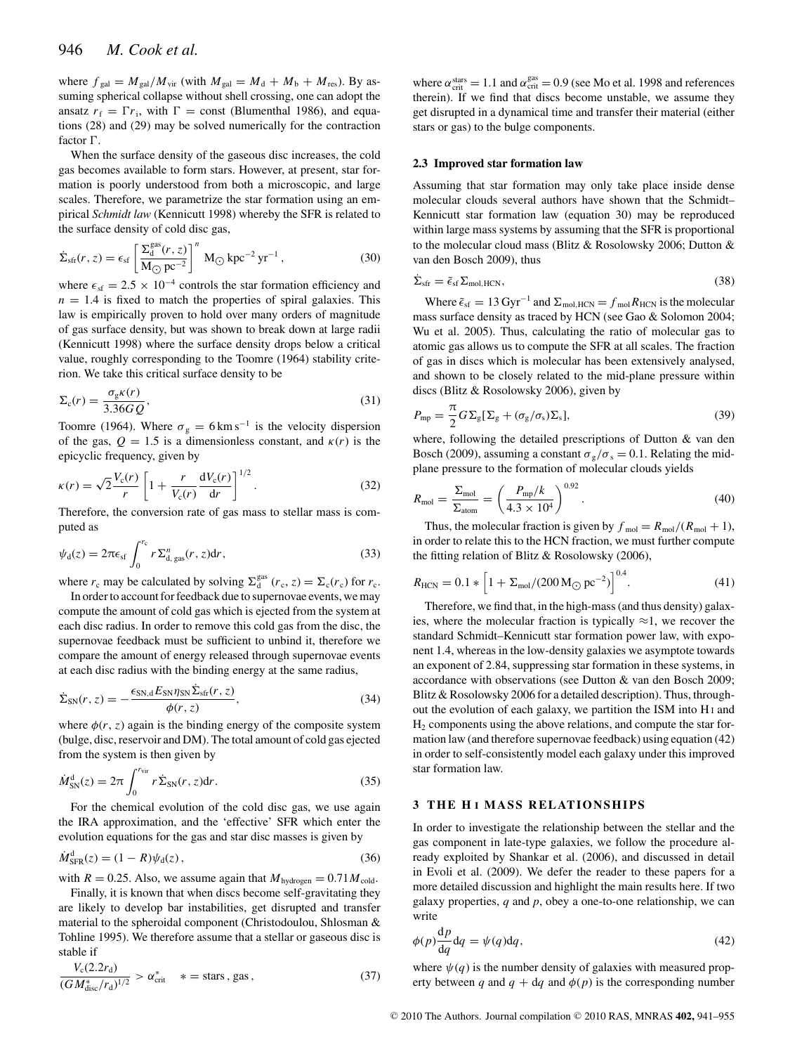where $f_{\rm gal} = M_{\rm gal}/M_{\rm vir}$ (with $M_{\rm gal} = M_{\rm d} + M_{\rm b} + M_{\rm res}$). By assuming spherical collapse without shell crossing, one can adopt the ansatz $r_{\rm f} = \Gamma r_{\rm i}$, with $\Gamma = $ const (Blumenthal 1986), and equations (28) and (29) may be solved numerically for the contraction factor $\Gamma$.

When the surface density of the gaseous disc increases, the cold gas becomes available to form stars. However, at present, star formation is poorly understood from both a microscopic, and large scales. Therefore, we parametrize the star formation using an empirical *Schmidt law* (Kennicutt 1998) whereby the SFR is related to the surface density of cold disc gas,

$$\dot{\Sigma}_{\rm sfr}(r, z) = \epsilon_{\rm sf} \left[ \frac{\Sigma_{\rm d}^{\rm gas}(r, z)}{{\rm M}_\odot\, {\rm pc}^{-2}} \right]^n {\rm M}_\odot\, {\rm kpc}^{-2}\, {\rm yr}^{-1}\,, \tag{30}$$

where $\epsilon_{\rm sf} = 2.5 \times 10^{-4}$ controls the star formation efficiency and $n = 1.4$ is fixed to match the properties of spiral galaxies. This law is empirically proven to hold over many orders of magnitude of gas surface density, but was shown to break down at large radii (Kennicutt 1998) where the surface density drops below a critical value, roughly corresponding to the Toomre (1964) stability criterion. We take this critical surface density to be

$$\Sigma_{\rm c}(r) = \frac{\sigma_{\rm g} \kappa(r)}{3.36 G Q}, \tag{31}$$

Toomre (1964). Where $\sigma_{\rm g} = 6\,{\rm km\,s^{-1}}$ is the velocity dispersion of the gas, $Q = 1.5$ is a dimensionless constant, and $\kappa(r)$ is the epicyclic frequency, given by

$$\kappa(r) = \sqrt{2}\frac{V_{\rm c}(r)}{r}\left[1 + \frac{r}{V_{\rm c}(r)}\frac{{\rm d}V_{\rm c}(r)}{{\rm d}r}\right]^{1/2}. \tag{32}$$

Therefore, the conversion rate of gas mass to stellar mass is computed as

$$\psi_{\rm d}(z) = 2\pi\epsilon_{\rm sf}\int_0^{r_{\rm c}} r\,\Sigma^n_{\rm d,\,gas}(r, z){\rm d}r, \tag{33}$$

where $r_{\rm c}$ may be calculated by solving $\Sigma_{\rm d}^{\rm gas}(r_{\rm c}, z) = \Sigma_{\rm c}(r_{\rm c})$ for $r_{\rm c}$.

In order to account for feedback due to supernovae events, we may compute the amount of cold gas which is ejected from the system at each disc radius. In order to remove this cold gas from the disc, the supernovae feedback must be sufficient to unbind it, therefore we compare the amount of energy released through supernovae events at each disc radius with the binding energy at the same radius,

$$\dot{\Sigma}_{\rm SN}(r, z) = -\frac{\epsilon_{\rm SN,d} E_{\rm SN} \eta_{\rm SN} \dot{\Sigma}_{\rm sfr}(r, z)}{\phi(r, z)}, \tag{34}$$

where $\phi(r, z)$ again is the binding energy of the composite system (bulge, disc, reservoir and DM). The total amount of cold gas ejected from the system is then given by

$$\dot{M}^{\rm d}_{\rm SN}(z) = 2\pi\int_0^{r_{\rm vir}} r\,\dot{\Sigma}_{\rm SN}(r, z){\rm d}r. \tag{35}$$

For the chemical evolution of the cold disc gas, we use again the IRA approximation, and the 'effective' SFR which enter the evolution equations for the gas and star disc masses is given by

$$\dot{M}^{\rm d}_{\rm SFR}(z) = (1 - R)\psi_{\rm d}(z)\,, \tag{36}$$

with $R = 0.25$. Also, we assume again that $M_{\rm hydrogen} = 0.71 M_{\rm cold}$.

Finally, it is known that when discs become self-gravitating they are likely to develop bar instabilities, get disrupted and transfer material to the spheroidal component (Christodoulou, Shlosman & Tohline 1995). We therefore assume that a stellar or gaseous disc is stable if

$$\frac{V_{\rm c}(2.2 r_{\rm d})}{(G M^*_{\rm disc}/r_{\rm d})^{1/2}} > \alpha^*_{\rm crit} \quad * = {\rm stars}\,,{\rm gas}\,, \tag{37}$$

where $\alpha^{\rm stars}_{\rm crit} = 1.1$ and $\alpha^{\rm gas}_{\rm crit} = 0.9$ (see Mo et al. 1998 and references therein). If we find that discs become unstable, we assume they get disrupted in a dynamical time and transfer their material (either stars or gas) to the bulge components.

### 2.3 Improved star formation law

Assuming that star formation may only take place inside dense molecular clouds several authors have shown that the Schmidt–Kennicutt star formation law (equation 30) may be reproduced within large mass systems by assuming that the SFR is proportional to the molecular cloud mass (Blitz & Rosolowsky 2006; Dutton & van den Bosch 2009), thus

$$\dot{\Sigma}_{\rm sfr} = \tilde{\epsilon}_{\rm sf}\,\Sigma_{\rm mol,HCN}, \tag{38}$$

Where $\tilde{\epsilon}_{\rm sf} = 13\,{\rm Gyr}^{-1}$ and $\Sigma_{\rm mol,HCN} = f_{\rm mol} R_{\rm HCN}$ is the molecular mass surface density as traced by HCN (see Gao & Solomon 2004; Wu et al. 2005). Thus, calculating the ratio of molecular gas to atomic gas allows us to compute the SFR at all scales. The fraction of gas in discs which is molecular has been extensively analysed, and shown to be closely related to the mid-plane pressure within discs (Blitz & Rosolowsky 2006), given by

$$P_{\rm mp} = \frac{\pi}{2} G \Sigma_{\rm g}[\Sigma_{\rm g} + (\sigma_{\rm g}/\sigma_{\rm s})\Sigma_{\rm s}], \tag{39}$$

where, following the detailed prescriptions of Dutton & van den Bosch (2009), assuming a constant $\sigma_{\rm g}/\sigma_{\rm s} = 0.1$. Relating the mid-plane pressure to the formation of molecular clouds yields

$$R_{\rm mol} = \frac{\Sigma_{\rm mol}}{\Sigma_{\rm atom}} = \left(\frac{P_{\rm mp}/k}{4.3 \times 10^4}\right)^{0.92}. \tag{40}$$

Thus, the molecular fraction is given by $f_{\rm mol} = R_{\rm mol}/(R_{\rm mol} + 1)$, in order to relate this to the HCN fraction, we must further compute the fitting relation of Blitz & Rosolowsky (2006),

$$R_{\rm HCN} = 0.1 * \left[1 + \Sigma_{\rm mol}/(200\,{\rm M}_\odot\,{\rm pc}^{-2})\right]^{0.4}. \tag{41}$$

Therefore, we find that, in the high-mass (and thus density) galaxies, where the molecular fraction is typically $\approx$1, we recover the standard Schmidt–Kennicutt star formation power law, with exponent 1.4, whereas in the low-density galaxies we asymptote towards an exponent of 2.84, suppressing star formation in these systems, in accordance with observations (see Dutton & van den Bosch 2009; Blitz & Rosolowsky 2006 for a detailed description). Thus, throughout the evolution of each galaxy, we partition the ISM into H I and $H_2$ components using the above relations, and compute the star formation law (and therefore supernovae feedback) using equation (42) in order to self-consistently model each galaxy under this improved star formation law.

## 3 THE H I MASS RELATIONSHIPS

In order to investigate the relationship between the stellar and the gas component in late-type galaxies, we follow the procedure already exploited by Shankar et al. (2006), and discussed in detail in Evoli et al. (2009). We defer the reader to these papers for a more detailed discussion and highlight the main results here. If two galaxy properties, $q$ and $p$, obey a one-to-one relationship, we can write

$$\phi(p)\frac{{\rm d}p}{{\rm d}q}{\rm d}q = \psi(q){\rm d}q, \tag{42}$$

where $\psi(q)$ is the number density of galaxies with measured property between $q$ and $q + {\rm d}q$ and $\phi(p)$ is the corresponding number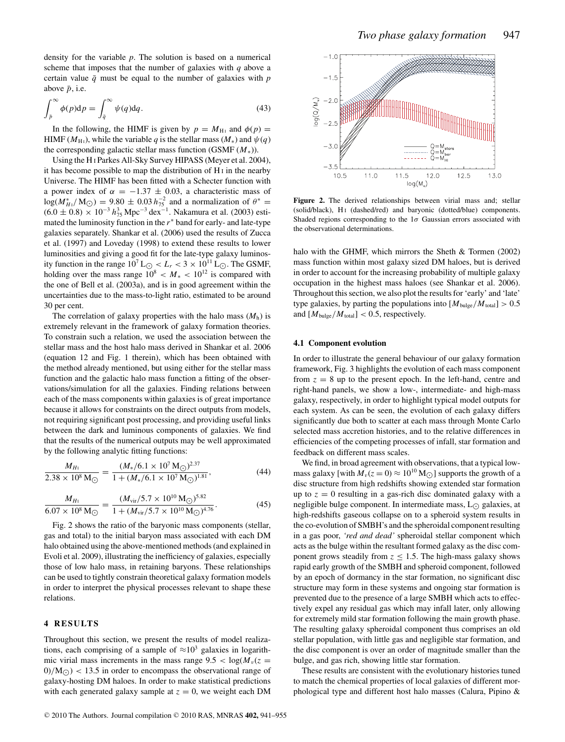density for the variable $p$. The solution is based on a numerical scheme that imposes that the number of galaxies with $q$ above a certain value $\bar{q}$ must be equal to the number of galaxies with $p$ above $\bar{p}$, i.e.

$$\int_{\bar{p}}^{\infty} \phi(p)\mathrm{d}p = \int_{\bar{q}}^{\infty} \psi(q)\mathrm{d}q. \tag{43}$$

In the following, the HIMF is given by $p = M_{\rm H\,I}$ and $\phi(p) =$ HIMF ($M_{\rm H\,I}$), while the variable $q$ is the stellar mass ($M_*$) and $\psi(q)$ the corresponding galactic stellar mass function (GSMF ($M_*$)).

Using the H I Parkes All-Sky Survey HIPASS (Meyer et al. 2004), it has become possible to map the distribution of H I in the nearby Universe. The HIMF has been fitted with a Schecter function with a power index of $\alpha = -1.37 \pm 0.03$, a characteristic mass of $\log(M^*_{H\,I}/\mathrm{M}_\odot) = 9.80 \pm 0.03\, h_{75}^{-2}$ and a normalization of $\theta^* = (6.0 \pm 0.8) \times 10^{-3}\, h_{75}^3\,\mathrm{Mpc}^{-3}\,\mathrm{dex}^{-1}$. Nakamura et al. (2003) estimated the luminosity function in the $r^*$ band for early- and late-type galaxies separately. Shankar et al. (2006) used the results of Zucca et al. (1997) and Loveday (1998) to extend these results to lower luminosities and giving a good fit for the late-type galaxy luminosity function in the range $10^7\,\mathrm{L}_\odot < L_r < 3 \times 10^{11}\,\mathrm{L}_\odot$. The GSMF, holding over the mass range $10^8 < M_* < 10^{12}$ is compared with the one of Bell et al. (2003a), and is in good agreement within the uncertainties due to the mass-to-light ratio, estimated to be around 30 per cent.

The correlation of galaxy properties with the halo mass ($M_{\rm h}$) is extremely relevant in the framework of galaxy formation theories. To constrain such a relation, we used the association between the stellar mass and the host halo mass derived in Shankar et al. 2006 (equation 12 and Fig. 1 therein), which has been obtained with the method already mentioned, but using either for the stellar mass function and the galactic halo mass function a fitting of the observations/simulation for all the galaxies. Finding relations between each of the mass components within galaxies is of great importance because it allows for constraints on the direct outputs from models, not requiring significant post processing, and providing useful links between the dark and luminous components of galaxies. We find that the results of the numerical outputs may be well approximated by the following analytic fitting functions:

$$\frac{M_{H\,\rm I}}{2.38 \times 10^8\,\mathrm{M}_\odot} = \frac{(M_*/6.1 \times 10^7\,\mathrm{M}_\odot)^{2.37}}{1 + (M_*/6.1 \times 10^7\,\mathrm{M}_\odot)^{1.81}}, \tag{44}$$

$$\frac{M_{H\,\rm I}}{6.07 \times 10^8\,\mathrm{M}_\odot} = \frac{(M_{\rm vir}/5.7 \times 10^{10}\,\mathrm{M}_\odot)^{5.82}}{1 + (M_{\rm vir}/5.7 \times 10^{10}\,\mathrm{M}_\odot)^{4.76}}. \tag{45}$$

Fig. 2 shows the ratio of the baryonic mass components (stellar, gas and total) to the initial baryon mass associated with each DM halo obtained using the above-mentioned methods (and explained in Evoli et al. 2009), illustrating the inefficiency of galaxies, especially those of low halo mass, in retaining baryons. These relationships can be used to tightly constrain theoretical galaxy formation models in order to interpret the physical processes relevant to shape these relations.

## 4 RESULTS

Throughout this section, we present the results of model realizations, each comprising of a sample of $\approx 10^3$ galaxies in logarithmic virial mass increments in the mass range $9.5 < \log(M_v(z = 0)/\mathrm{M}_\odot) < 13.5$ in order to encompass the observational range of galaxy-hosting DM haloes. In order to make statistical predictions with each generated galaxy sample at $z = 0$, we weight each DM halo with the GHMF, which mirrors the Sheth & Tormen (2002) mass function within most galaxy sized DM haloes, but is derived in order to account for the increasing probability of multiple galaxy occupation in the highest mass haloes (see Shankar et al. 2006). Throughout this section, we also plot the results for 'early' and 'late' type galaxies, by parting the populations into $[M_{\rm bulge}/M_{\rm total}] > 0.5$ and $[M_{\rm bulge}/M_{\rm total}] < 0.5$, respectively.

**Figure 2.** The derived relationships between virial mass and; stellar (solid/black), H I (dashed/red) and baryonic (dotted/blue) components. Shaded regions corresponding to the $1\sigma$ Gaussian errors associated with the observational determinations.

### 4.1 Component evolution

In order to illustrate the general behaviour of our galaxy formation framework, Fig. 3 highlights the evolution of each mass component from $z = 8$ up to the present epoch. In the left-hand, centre and right-hand panels, we show a low-, intermediate- and high-mass galaxy, respectively, in order to highlight typical model outputs for each system. As can be seen, the evolution of each galaxy differs significantly due both to scatter at each mass through Monte Carlo selected mass accretion histories, and to the relative differences in efficiencies of the competing processes of infall, star formation and feedback on different mass scales.

We find, in broad agreement with observations, that a typical low-mass galaxy [with $M_v(z = 0) \approx 10^{10}\,\mathrm{M}_\odot$] supports the growth of a disc structure from high redshifts showing extended star formation up to $z = 0$ resulting in a gas-rich disc dominated galaxy with a negligible bulge component. In intermediate mass, $\mathrm{L}_\odot$ galaxies, at high-redshifts gaseous collapse on to a spheroid system results in the co-evolution of SMBH's and the spheroid component resulting in a gas poor, *'red and dead'* spheroidal stellar component which acts as the bulge within the resultant formed galaxy as the disc component grows steadily from $z \lesssim 1.5$. The high-mass galaxy shows rapid early growth of the SMBH and spheroid component, followed by an epoch of dormancy in the star formation, no significant disc structure may form in these systems and ongoing star formation is prevented due to the presence of a large SMBH which acts to effectively expel any residual gas which may infall later, only allowing for extremely mild star formation following the main growth phase. The resulting galaxy spheroidal component thus comprises an old stellar population, with little gas and negligible star formation, and the disc component is over an order of magnitude smaller than the bulge, and gas rich, showing little star formation.

These results are consistent with the evolutionary histories tuned to match the chemical properties of local galaxies of different morphological type and different host halo masses (Calura, Pipino &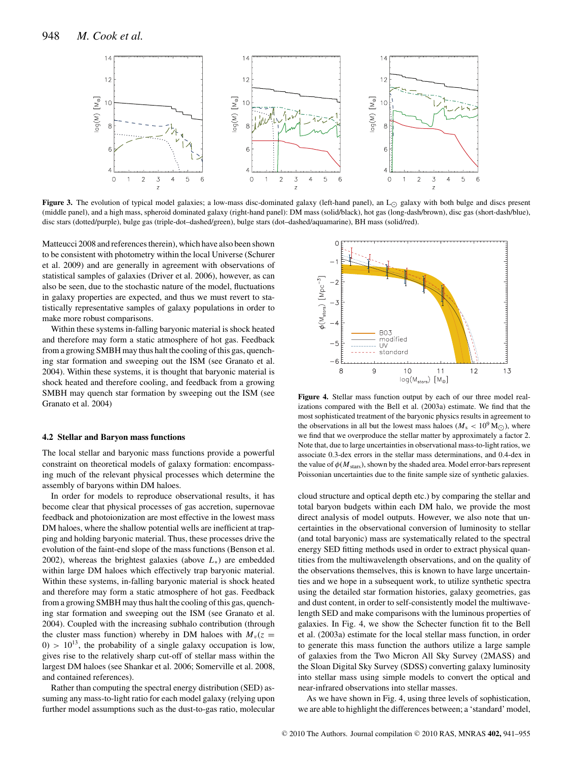**Figure 3.** The evolution of typical model galaxies; a low-mass disc-dominated galaxy (left-hand panel), an $L_\odot$ galaxy with both bulge and discs present (middle panel), and a high mass, spheroid dominated galaxy (right-hand panel): DM mass (solid/black), hot gas (long-dash/brown), disc gas (short-dash/blue), disc stars (dotted/purple), bulge gas (triple-dot–dashed/green), bulge stars (dot–dashed/aquamarine), BH mass (solid/red).

Matteucci 2008 and references therein), which have also been shown to be consistent with photometry within the local Universe (Schurer et al. 2009) and are generally in agreement with observations of statistical samples of galaxies (Driver et al. 2006), however, as can also be seen, due to the stochastic nature of the model, fluctuations in galaxy properties are expected, and thus we must revert to statistically representative samples of galaxy populations in order to make more robust comparisons.

Within these systems in-falling baryonic material is shock heated and therefore may form a static atmosphere of hot gas. Feedback from a growing SMBH may thus halt the cooling of this gas, quenching star formation and sweeping out the ISM (see Granato et al. 2004). Within these systems, it is thought that baryonic material is shock heated and therefore cooling, and feedback from a growing SMBH may quench star formation by sweeping out the ISM (see Granato et al. 2004)

### 4.2 Stellar and Baryon mass functions

The local stellar and baryonic mass functions provide a powerful constraint on theoretical models of galaxy formation: encompassing much of the relevant physical processes which determine the assembly of baryons within DM haloes.

In order for models to reproduce observational results, it has become clear that physical processes of gas accretion, supernovae feedback and photoionization are most effective in the lowest mass DM haloes, where the shallow potential wells are inefficient at trapping and holding baryonic material. Thus, these processes drive the evolution of the faint-end slope of the mass functions (Benson et al. 2002), whereas the brightest galaxies (above $L_*$) are embedded within large DM haloes which effectively trap baryonic material. Within these systems, in-falling baryonic material is shock heated and therefore may form a static atmosphere of hot gas. Feedback from a growing SMBH may thus halt the cooling of this gas, quenching star formation and sweeping out the ISM (see Granato et al. 2004). Coupled with the increasing subhalo contribution (through the cluster mass function) whereby in DM haloes with $M_v(z = 0) > 10^{13}$, the probability of a single galaxy occupation is low, gives rise to the relatively sharp cut-off of stellar mass within the largest DM haloes (see Shankar et al. 2006; Somerville et al. 2008, and contained references).

Rather than computing the spectral energy distribution (SED) assuming any mass-to-light ratio for each model galaxy (relying upon further model assumptions such as the dust-to-gas ratio, molecular cloud structure and optical depth etc.) by comparing the stellar and total baryon budgets within each DM halo, we provide the most direct analysis of model outputs. However, we also note that uncertainties in the observational conversion of luminosity to stellar (and total baryonic) mass are systematically related to the spectral energy SED fitting methods used in order to extract physical quantities from the multiwavelength observations, and on the quality of the observations themselves, this is known to have large uncertainties and we hope in a subsequent work, to utilize synthetic spectra using the detailed star formation histories, galaxy geometries, gas and dust content, in order to self-consistently model the multiwavelength SED and make comparisons with the luminous properties of galaxies. In Fig. 4, we show the Schecter function fit to the Bell et al. (2003a) estimate for the local stellar mass function, in order to generate this mass function the authors utilize a large sample of galaxies from the Two Micron All Sky Survey (2MASS) and the Sloan Digital Sky Survey (SDSS) converting galaxy luminosity into stellar mass using simple models to convert the optical and near-infrared observations into stellar masses.

**Figure 4.** Stellar mass function output by each of our three model realizations compared with the Bell et al. (2003a) estimate. We find that the most sophisticated treatment of the baryonic physics results in agreement to the observations in all but the lowest mass haloes ($M_s < 10^9\,\mathrm{M}_\odot$), where we find that we overproduce the stellar matter by approximately a factor 2. Note that, due to large uncertainties in observational mass-to-light ratios, we associate 0.3-dex errors in the stellar mass determinations, and 0.4-dex in the value of $\phi(M_{\mathrm{stars}})$, shown by the shaded area. Model error-bars represent Poissonian uncertainties due to the finite sample size of synthetic galaxies.

As we have shown in Fig. 4, using three levels of sophistication, we are able to highlight the differences between; a 'standard' model,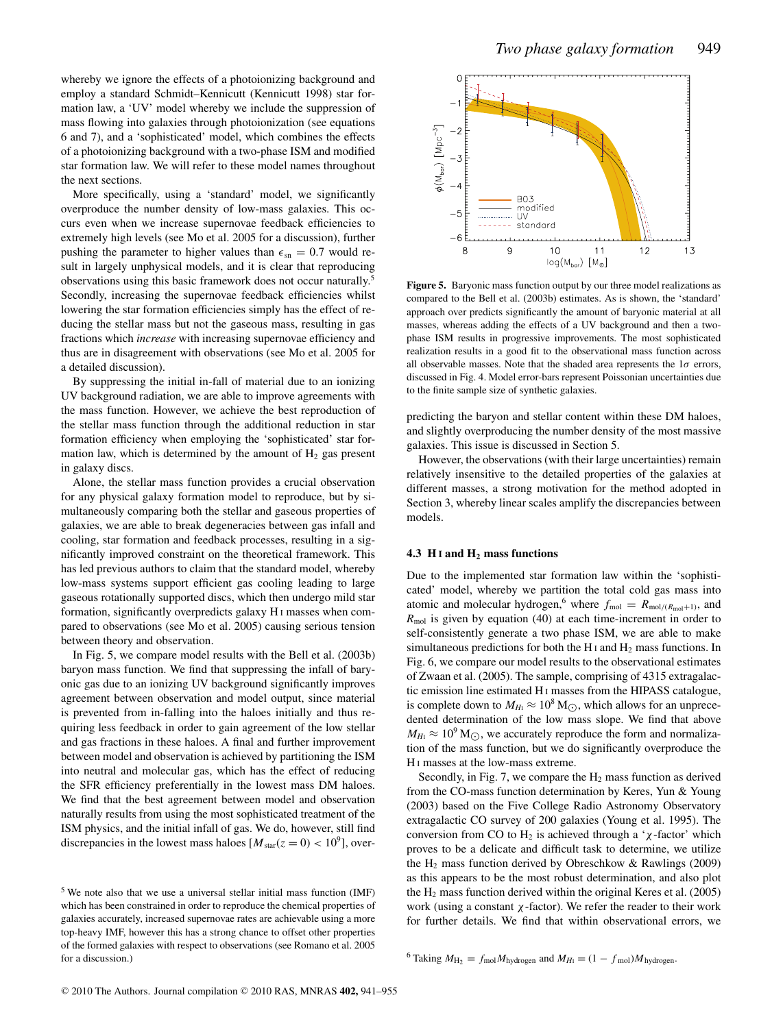whereby we ignore the effects of a photoionizing background and employ a standard Schmidt–Kennicutt (Kennicutt 1998) star formation law, a 'UV' model whereby we include the suppression of mass flowing into galaxies through photoionization (see equations 6 and 7), and a 'sophisticated' model, which combines the effects of a photoionizing background with a two-phase ISM and modified star formation law. We will refer to these model names throughout the next sections.

More specifically, using a 'standard' model, we significantly overproduce the number density of low-mass galaxies. This occurs even when we increase supernovae feedback efficiencies to extremely high levels (see Mo et al. 2005 for a discussion), further pushing the parameter to higher values than $\epsilon_{sn} = 0.7$ would result in largely unphysical models, and it is clear that reproducing observations using this basic framework does not occur naturally.[5] Secondly, increasing the supernovae feedback efficiencies whilst lowering the star formation efficiencies simply has the effect of reducing the stellar mass but not the gaseous mass, resulting in gas fractions which *increase* with increasing supernovae efficiency and thus are in disagreement with observations (see Mo et al. 2005 for a detailed discussion).

By suppressing the initial in-fall of material due to an ionizing UV background radiation, we are able to improve agreements with the mass function. However, we achieve the best reproduction of the stellar mass function through the additional reduction in star formation efficiency when employing the 'sophisticated' star formation law, which is determined by the amount of $H_2$ gas present in galaxy discs.

Alone, the stellar mass function provides a crucial observation for any physical galaxy formation model to reproduce, but by simultaneously comparing both the stellar and gaseous properties of galaxies, we are able to break degeneracies between gas infall and cooling, star formation and feedback processes, resulting in a significantly improved constraint on the theoretical framework. This has led previous authors to claim that the standard model, whereby low-mass systems support efficient gas cooling leading to large gaseous rotationally supported discs, which then undergo mild star formation, significantly overpredicts galaxy H I masses when compared to observations (see Mo et al. 2005) causing serious tension between theory and observation.

In Fig. 5, we compare model results with the Bell et al. (2003b) baryon mass function. We find that suppressing the infall of baryonic gas due to an ionizing UV background significantly improves agreement between observation and model output, since material is prevented from in-falling into the haloes initially and thus requiring less feedback in order to gain agreement of the low stellar and gas fractions in these haloes. A final and further improvement between model and observation is achieved by partitioning the ISM into neutral and molecular gas, which has the effect of reducing the SFR efficiency preferentially in the lowest mass DM haloes. We find that the best agreement between model and observation naturally results from using the most sophisticated treatment of the ISM physics, and the initial infall of gas. We do, however, still find discrepancies in the lowest mass haloes [$M_{star}(z = 0) < 10^9$], over-predicting the baryon and stellar content within these DM haloes, and slightly overproducing the number density of the most massive galaxies. This issue is discussed in Section 5.

[5] We note also that we use a universal stellar initial mass function (IMF) which has been constrained in order to reproduce the chemical properties of galaxies accurately, increased supernovae rates are achievable using a more top-heavy IMF, however this has a strong chance to offset other properties of the formed galaxies with respect to observations (see Romano et al. 2005 for a discussion.)

**Figure 5.** Baryonic mass function output by our three model realizations as compared to the Bell et al. (2003b) estimates. As is shown, the 'standard' approach over predicts significantly the amount of baryonic material at all masses, whereas adding the effects of a UV background and then a two-phase ISM results in progressive improvements. The most sophisticated realization results in a good fit to the observational mass function across all observable masses. Note that the shaded area represents the 1$\sigma$ errors, discussed in Fig. 4. Model error-bars represent Poissonian uncertainties due to the finite sample size of synthetic galaxies.

However, the observations (with their large uncertainties) remain relatively insensitive to the detailed properties of the galaxies at different masses, a strong motivation for the method adopted in Section 3, whereby linear scales amplify the discrepancies between models.

### 4.3 H I and $H_2$ mass functions

Due to the implemented star formation law within the 'sophisticated' model, whereby we partition the total cold gas mass into atomic and molecular hydrogen,[6] where $f_{mol} = R_{mol/(R_{mol}+1)}$, and $R_{mol}$ is given by equation (40) at each time-increment in order to self-consistently generate a two phase ISM, we are able to make simultaneous predictions for both the H I and $H_2$ mass functions. In Fig. 6, we compare our model results to the observational estimates of Zwaan et al. (2005). The sample, comprising of 4315 extragalactic emission line estimated H I masses from the HIPASS catalogue, is complete down to $M_{HI} \approx 10^8\,M_\odot$, which allows for an unprecedented determination of the low mass slope. We find that above $M_{HI} \approx 10^9\,M_\odot$, we accurately reproduce the form and normalization of the mass function, but we do significantly overproduce the H I masses at the low-mass extreme.

Secondly, in Fig. 7, we compare the $H_2$ mass function as derived from the CO-mass function determination by Keres, Yun & Young (2003) based on the Five College Radio Astronomy Observatory extragalactic CO survey of 200 galaxies (Young et al. 1995). The conversion from CO to $H_2$ is achieved through a '$\chi$-factor' which proves to be a delicate and difficult task to determine, we utilize the $H_2$ mass function derived by Obreschkow & Rawlings (2009) as this appears to be the most robust determination, and also plot the $H_2$ mass function derived within the original Keres et al. (2005) work (using a constant $\chi$-factor). We refer the reader to their work for further details. We find that within observational errors, we

[6] Taking $M_{H_2} = f_{mol} M_{hydrogen}$ and $M_{HI} = (1 - f_{mol}) M_{hydrogen}$.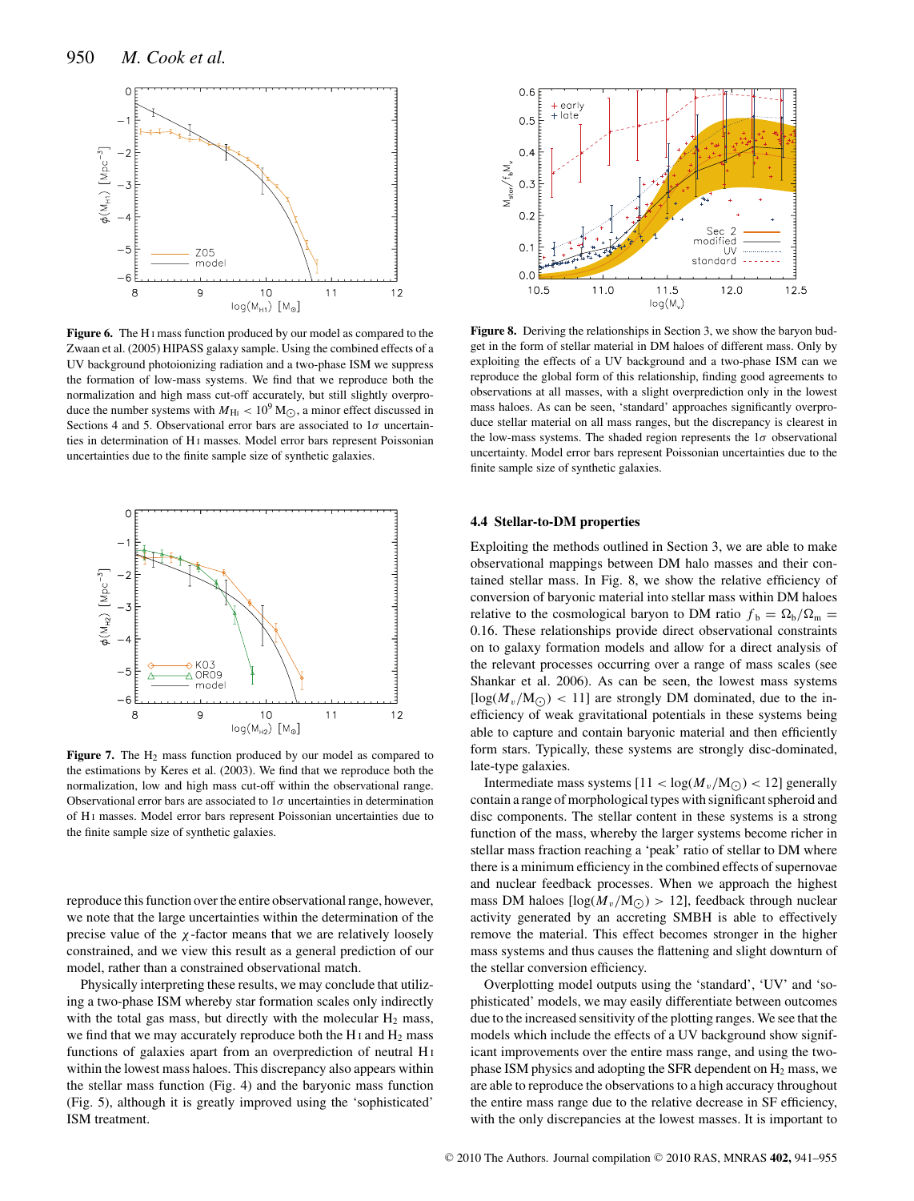**Figure 6.** The H I mass function produced by our model as compared to the Zwaan et al. (2005) HIPASS galaxy sample. Using the combined effects of a UV background photoionizing radiation and a two-phase ISM we suppress the formation of low-mass systems. We find that we reproduce both the normalization and high mass cut-off accurately, but still slightly overproduce the number systems with $M_{\rm HI} < 10^9\,{\rm M}_\odot$, a minor effect discussed in Sections 4 and 5. Observational error bars are associated to $1\sigma$ uncertainties in determination of H I masses. Model error bars represent Poissonian uncertainties due to the finite sample size of synthetic galaxies.

**Figure 7.** The $H_2$ mass function produced by our model as compared to the estimations by Keres et al. (2003). We find that we reproduce both the normalization, low and high mass cut-off within the observational range. Observational error bars are associated to $1\sigma$ uncertainties in determination of H I masses. Model error bars represent Poissonian uncertainties due to the finite sample size of synthetic galaxies.

reproduce this function over the entire observational range, however, we note that the large uncertainties within the determination of the precise value of the $\chi$-factor means that we are relatively loosely constrained, and we view this result as a general prediction of our model, rather than a constrained observational match.

Physically interpreting these results, we may conclude that utilizing a two-phase ISM whereby star formation scales only indirectly with the total gas mass, but directly with the molecular $H_2$ mass, we find that we may accurately reproduce both the H I and $H_2$ mass functions of galaxies apart from an overprediction of neutral H I within the lowest mass haloes. This discrepancy also appears within the stellar mass function (Fig. 4) and the baryonic mass function (Fig. 5), although it is greatly improved using the 'sophisticated' ISM treatment.

**Figure 8.** Deriving the relationships in Section 3, we show the baryon budget in the form of stellar material in DM haloes of different mass. Only by exploiting the effects of a UV background and a two-phase ISM can we reproduce the global form of this relationship, finding good agreements to observations at all masses, with a slight overprediction only in the lowest mass haloes. As can be seen, 'standard' approaches significantly overproduce stellar material on all mass ranges, but the discrepancy is clearest in the low-mass systems. The shaded region represents the $1\sigma$ observational uncertainty. Model error bars represent Poissonian uncertainties due to the finite sample size of synthetic galaxies.

### 4.4 Stellar-to-DM properties

Exploiting the methods outlined in Section 3, we are able to make observational mappings between DM halo masses and their contained stellar mass. In Fig. 8, we show the relative efficiency of conversion of baryonic material into stellar mass within DM haloes relative to the cosmological baryon to DM ratio $f_{\rm b} = \Omega_{\rm b}/\Omega_{\rm m} = 0.16$. These relationships provide direct observational constraints on to galaxy formation models and allow for a direct analysis of the relevant processes occurring over a range of mass scales (see Shankar et al. 2006). As can be seen, the lowest mass systems [$\log(M_v/{\rm M}_\odot) < 11$] are strongly DM dominated, due to the inefficiency of weak gravitational potentials in these systems being able to capture and contain baryonic material and then efficiently form stars. Typically, these systems are strongly disc-dominated, late-type galaxies.

Intermediate mass systems [$11 < \log(M_v/{\rm M}_\odot) < 12$] generally contain a range of morphological types with significant spheroid and disc components. The stellar content in these systems is a strong function of the mass, whereby the larger systems become richer in stellar mass fraction reaching a 'peak' ratio of stellar to DM where there is a minimum efficiency in the combined effects of supernovae and nuclear feedback processes. When we approach the highest mass DM haloes [$\log(M_v/{\rm M}_\odot) > 12$], feedback through nuclear activity generated by an accreting SMBH is able to effectively remove the material. This effect becomes stronger in the higher mass systems and thus causes the flattening and slight downturn of the stellar conversion efficiency.

Overplotting model outputs using the 'standard', 'UV' and 'sophisticated' models, we may easily differentiate between outcomes due to the increased sensitivity of the plotting ranges. We see that the models which include the effects of a UV background show significant improvements over the entire mass range, and using the two-phase ISM physics and adopting the SFR dependent on $H_2$ mass, we are able to reproduce the observations to a high accuracy throughout the entire mass range due to the relative decrease in SF efficiency, with the only discrepancies at the lowest masses. It is important to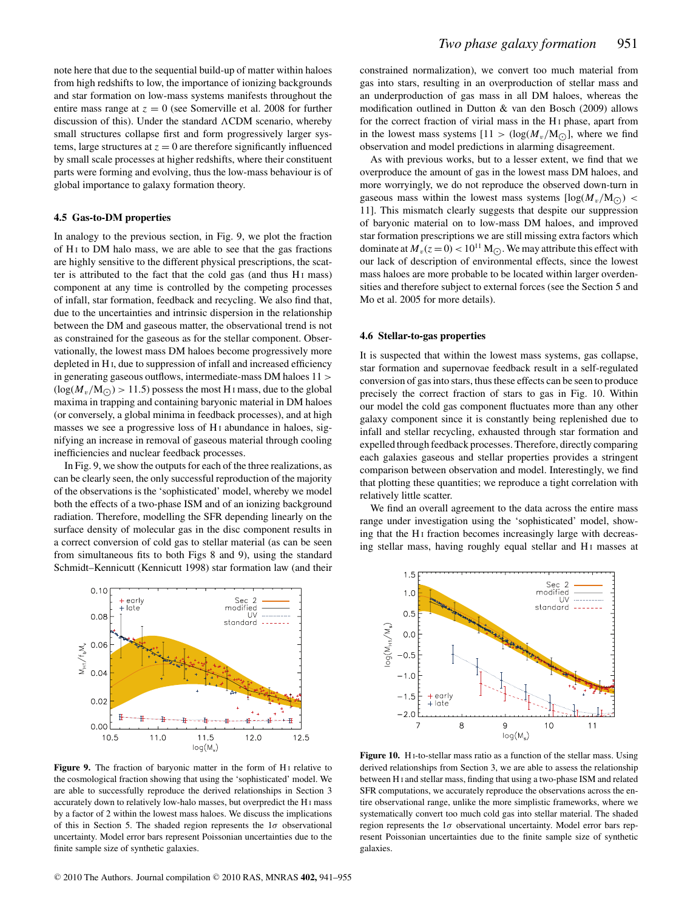note here that due to the sequential build-up of matter within haloes from high redshifts to low, the importance of ionizing backgrounds and star formation on low-mass systems manifests throughout the entire mass range at $z = 0$ (see Somerville et al. 2008 for further discussion of this). Under the standard ΛCDM scenario, whereby small structures collapse first and form progressively larger systems, large structures at $z = 0$ are therefore significantly influenced by small scale processes at higher redshifts, where their constituent parts were forming and evolving, thus the low-mass behaviour is of global importance to galaxy formation theory.

### 4.5 Gas-to-DM properties

In analogy to the previous section, in Fig. 9, we plot the fraction of H I to DM halo mass, we are able to see that the gas fractions are highly sensitive to the different physical prescriptions, the scatter is attributed to the fact that the cold gas (and thus H I mass) component at any time is controlled by the competing processes of infall, star formation, feedback and recycling. We also find that, due to the uncertainties and intrinsic dispersion in the relationship between the DM and gaseous matter, the observational trend is not as constrained for the gaseous as for the stellar component. Observationally, the lowest mass DM haloes become progressively more depleted in H I, due to suppression of infall and increased efficiency in generating gaseous outflows, intermediate-mass DM haloes $11 > (\log(M_v/\mathrm{M}_{\odot}) > 11.5)$ possess the most H I mass, due to the global maxima in trapping and containing baryonic material in DM haloes (or conversely, a global minima in feedback processes), and at high masses we see a progressive loss of H I abundance in haloes, signifying an increase in removal of gaseous material through cooling inefficiencies and nuclear feedback processes.

In Fig. 9, we show the outputs for each of the three realizations, as can be clearly seen, the only successful reproduction of the majority of the observations is the 'sophisticated' model, whereby we model both the effects of a two-phase ISM and of an ionizing background radiation. Therefore, modelling the SFR depending linearly on the surface density of molecular gas in the disc component results in a correct conversion of cold gas to stellar material (as can be seen from simultaneous fits to both Figs 8 and 9), using the standard Schmidt–Kennicutt (Kennicutt 1998) star formation law (and their constrained normalization), we convert too much material from gas into stars, resulting in an overproduction of stellar mass and an underproduction of gas mass in all DM haloes, whereas the modification outlined in Dutton & van den Bosch (2009) allows for the correct fraction of virial mass in the H I phase, apart from in the lowest mass systems $[11 > (\log(M_v/\mathrm{M}_{\odot})]$, where we find observation and model predictions in alarming disagreement.

As with previous works, but to a lesser extent, we find that we overproduce the amount of gas in the lowest mass DM haloes, and more worryingly, we do not reproduce the observed down-turn in gaseous mass within the lowest mass systems $[\log(M_v/\mathrm{M}_{\odot}) < 11]$. This mismatch clearly suggests that despite our suppression of baryonic material on to low-mass DM haloes, and improved star formation prescriptions we are still missing extra factors which dominate at $M_v(z=0) < 10^{11}\,\mathrm{M}_{\odot}$. We may attribute this effect with our lack of description of environmental effects, since the lowest mass haloes are more probable to be located within larger overdensities and therefore subject to external forces (see the Section 5 and Mo et al. 2005 for more details).

Figure 9. The fraction of baryonic matter in the form of H I relative to the cosmological fraction showing that using the 'sophisticated' model. We are able to successfully reproduce the derived relationships in Section 3 accurately down to relatively low-halo masses, but overpredict the H I mass by a factor of 2 within the lowest mass haloes. We discuss the implications of this in Section 5. The shaded region represents the $1\sigma$ observational uncertainty. Model error bars represent Poissonian uncertainties due to the finite sample size of synthetic galaxies.

### 4.6 Stellar-to-gas properties

It is suspected that within the lowest mass systems, gas collapse, star formation and supernovae feedback result in a self-regulated conversion of gas into stars, thus these effects can be seen to produce precisely the correct fraction of stars to gas in Fig. 10. Within our model the cold gas component fluctuates more than any other galaxy component since it is constantly being replenished due to infall and stellar recycling, exhausted through star formation and expelled through feedback processes. Therefore, directly comparing each galaxies gaseous and stellar properties provides a stringent comparison between observation and model. Interestingly, we find that plotting these quantities; we reproduce a tight correlation with relatively little scatter.

We find an overall agreement to the data across the entire mass range under investigation using the 'sophisticated' model, showing that the H I fraction becomes increasingly large with decreasing stellar mass, having roughly equal stellar and H I masses at

Figure 10. H I-to-stellar mass ratio as a function of the stellar mass. Using derived relationships from Section 3, we are able to assess the relationship between H I and stellar mass, finding that using a two-phase ISM and related SFR computations, we accurately reproduce the observations across the entire observational range, unlike the more simplistic frameworks, where we systematically convert too much cold gas into stellar material. The shaded region represents the $1\sigma$ observational uncertainty. Model error bars represent Poissonian uncertainties due to the finite sample size of synthetic galaxies.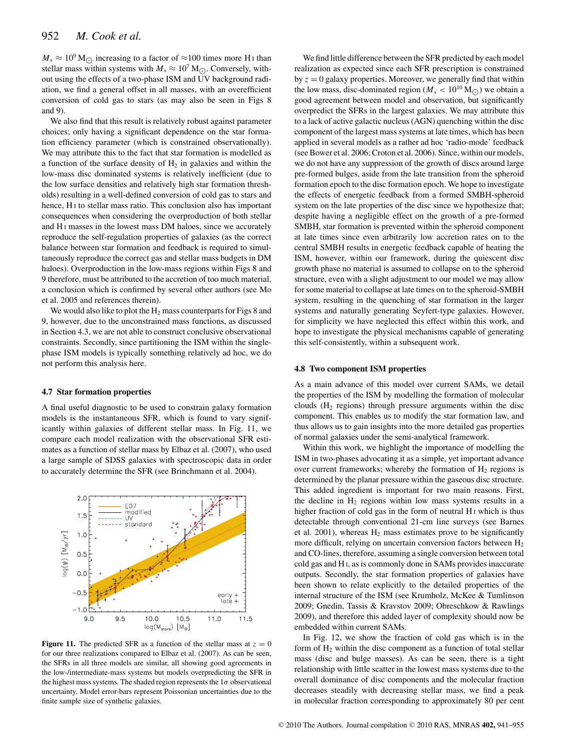$M_s \approx 10^9\,M_\odot$ increasing to a factor of $\approx$100 times more H I than stellar mass within systems with $M_s \approx 10^7\,M_\odot$. Conversely, without using the effects of a two-phase ISM and UV background radiation, we find a general offset in all masses, with an overefficient conversion of cold gas to stars (as may also be seen in Figs 8 and 9).

We also find that this result is relatively robust against parameter choices; only having a significant dependence on the star formation efficiency parameter (which is constrained observationally). We may attribute this to the fact that star formation is modelled as a function of the surface density of $H_2$ in galaxies and within the low-mass disc dominated systems is relatively inefficient (due to the low surface densities and relatively high star formation thresholds) resulting in a well-defined conversion of cold gas to stars and hence, H I to stellar mass ratio. This conclusion also has important consequences when considering the overproduction of both stellar and H I masses in the lowest mass DM haloes, since we accurately reproduce the self-regulation properties of galaxies (as the correct balance between star formation and feedback is required to simultaneously reproduce the correct gas and stellar mass budgets in DM haloes). Overproduction in the low-mass regions within Figs 8 and 9 therefore, must be attributed to the accretion of too much material, a conclusion which is confirmed by several other authors (see Mo et al. 2005 and references therein).

We would also like to plot the $H_2$ mass counterparts for Figs 8 and 9, however, due to the unconstrained mass functions, as discussed in Section 4.3, we are not able to construct conclusive observational constraints. Secondly, since partitioning the ISM within the single-phase ISM models is typically something relatively ad hoc, we do not perform this analysis here.

### 4.7 Star formation properties

A final useful diagnostic to be used to constrain galaxy formation models is the instantaneous SFR, which is found to vary significantly within galaxies of different stellar mass. In Fig. 11, we compare each model realization with the observational SFR estimates as a function of stellar mass by Elbaz et al. (2007), who used a large sample of SDSS galaxies with spectroscopic data in order to accurately determine the SFR (see Brinchmann et al. 2004).

E07
modified
UV
standard
early +
late +
log(ψ) [M$_\odot$/yr]
log(M$_{stars}$) [M$_\odot$]
2.0
1.5
1.0
0.5
0.0
−0.5
−1.0
9.0
9.5
10.0
10.5
11.0
11.5

**Figure 11.** The predicted SFR as a function of the stellar mass at $z = 0$ for our three realizations compared to Elbaz et al. (2007). As can be seen, the SFRs in all three models are similar, all showing good agreements in the low-/intermediate-mass systems but models overpredicting the SFR in the highest mass systems. The shaded region represents the $1\sigma$ observational uncertainty. Model error-bars represent Poissonian uncertainties due to the finite sample size of synthetic galaxies.

We find little difference between the SFR predicted by each model realization as expected since each SFR prescription is constrained by $z = 0$ galaxy properties. Moreover, we generally find that within the low mass, disc-dominated region ($M_s < 10^{10}\,M_\odot$) we obtain a good agreement between model and observation, but significantly overpredict the SFRs in the largest galaxies. We may attribute this to a lack of active galactic nucleus (AGN) quenching within the disc component of the largest mass systems at late times, which has been applied in several models as a rather ad hoc 'radio-mode' feedback (see Bower et al. 2006; Croton et al. 2006). Since, within our models, we do not have any suppression of the growth of discs around large pre-formed bulges, aside from the late transition from the spheroid formation epoch to the disc formation epoch. We hope to investigate the effects of energetic feedback from a formed SMBH-spheroid system on the late properties of the disc since we hypothesize that; despite having a negligible effect on the growth of a pre-formed SMBH, star formation is prevented within the spheroid component at late times since even arbitrarily low accretion rates on to the central SMBH results in energetic feedback capable of heating the ISM, however, within our framework, during the quiescent disc growth phase no material is assumed to collapse on to the spheroid structure, even with a slight adjustment to our model we may allow for some material to collapse at late times on to the spheroid-SMBH system, resulting in the quenching of star formation in the larger systems and naturally generating Seyfert-type galaxies. However, for simplicity we have neglected this effect within this work, and hope to investigate the physical mechanisms capable of generating this self-consistently, within a subsequent work.

### 4.8 Two component ISM properties

As a main advance of this model over current SAMs, we detail the properties of the ISM by modelling the formation of molecular clouds ($H_2$ regions) through pressure arguments within the disc component. This enables us to modify the star formation law, and thus allows us to gain insights into the more detailed gas properties of normal galaxies under the semi-analytical framework.

Within this work, we highlight the importance of modelling the ISM in two-phases advocating it as a simple, yet important advance over current frameworks; whereby the formation of $H_2$ regions is determined by the planar pressure within the gaseous disc structure. This added ingredient is important for two main reasons. First, the decline in $H_2$ regions within low mass systems results in a higher fraction of cold gas in the form of neutral H I which is thus detectable through conventional 21-cm line surveys (see Barnes et al. 2001), whereas $H_2$ mass estimates prove to be significantly more difficult, relying on uncertain conversion factors between $H_2$ and CO-lines, therefore, assuming a single conversion between total cold gas and H I, as is commonly done in SAMs provides inaccurate outputs. Secondly, the star formation properties of galaxies have been shown to relate explicitly to the detailed properties of the internal structure of the ISM (see Krumholz, McKee & Tumlinson 2009; Gnedin, Tassis & Kravstov 2009; Obreschkow & Rawlings 2009), and therefore this added layer of complexity should now be embedded within current SAMs.

In Fig. 12, we show the fraction of cold gas which is in the form of $H_2$ within the disc component as a function of total stellar mass (disc and bulge masses). As can be seen, there is a tight relationship with little scatter in the lowest mass systems due to the overall dominance of disc components and the molecular fraction decreases steadily with decreasing stellar mass, we find a peak in molecular fraction corresponding to approximately 80 per cent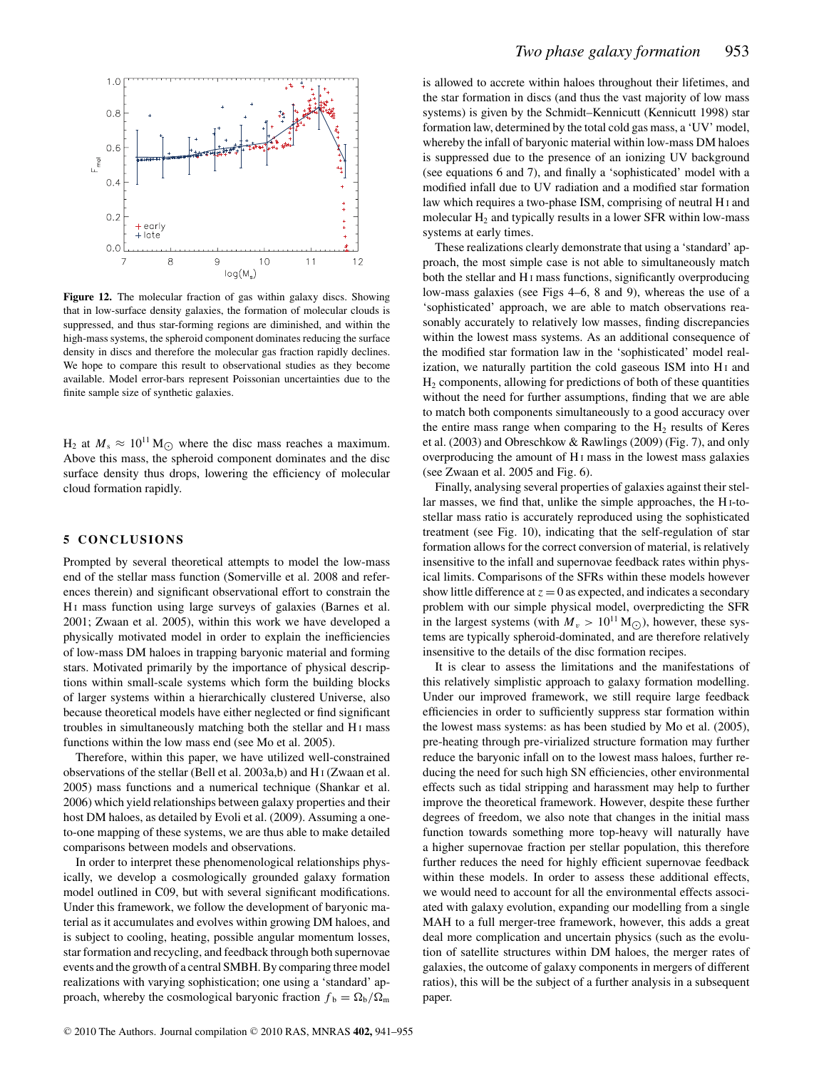**Figure 12.** The molecular fraction of gas within galaxy discs. Showing that in low-surface density galaxies, the formation of molecular clouds is suppressed, and thus star-forming regions are diminished, and within the high-mass systems, the spheroid component dominates reducing the surface density in discs and therefore the molecular gas fraction rapidly declines. We hope to compare this result to observational studies as they become available. Model error-bars represent Poissonian uncertainties due to the finite sample size of synthetic galaxies.

$H_2$ at $M_s \approx 10^{11}\,M_\odot$ where the disc mass reaches a maximum. Above this mass, the spheroid component dominates and the disc surface density thus drops, lowering the efficiency of molecular cloud formation rapidly.

## 5 CONCLUSIONS

Prompted by several theoretical attempts to model the low-mass end of the stellar mass function (Somerville et al. 2008 and references therein) and significant observational effort to constrain the H I mass function using large surveys of galaxies (Barnes et al. 2001; Zwaan et al. 2005), within this work we have developed a physically motivated model in order to explain the inefficiencies of low-mass DM haloes in trapping baryonic material and forming stars. Motivated primarily by the importance of physical descriptions within small-scale systems which form the building blocks of larger systems within a hierarchically clustered Universe, also because theoretical models have either neglected or find significant troubles in simultaneously matching both the stellar and H I mass functions within the low mass end (see Mo et al. 2005).

Therefore, within this paper, we have utilized well-constrained observations of the stellar (Bell et al. 2003a,b) and H I (Zwaan et al. 2005) mass functions and a numerical technique (Shankar et al. 2006) which yield relationships between galaxy properties and their host DM haloes, as detailed by Evoli et al. (2009). Assuming a one-to-one mapping of these systems, we are thus able to make detailed comparisons between models and observations.

In order to interpret these phenomenological relationships physically, we develop a cosmologically grounded galaxy formation model outlined in C09, but with several significant modifications. Under this framework, we follow the development of baryonic material as it accumulates and evolves within growing DM haloes, and is subject to cooling, heating, possible angular momentum losses, star formation and recycling, and feedback through both supernovae events and the growth of a central SMBH. By comparing three model realizations with varying sophistication; one using a 'standard' approach, whereby the cosmological baryonic fraction $f_b = \Omega_b/\Omega_m$ is allowed to accrete within haloes throughout their lifetimes, and the star formation in discs (and thus the vast majority of low mass systems) is given by the Schmidt–Kennicutt (Kennicutt 1998) star formation law, determined by the total cold gas mass, a 'UV' model, whereby the infall of baryonic material within low-mass DM haloes is suppressed due to the presence of an ionizing UV background (see equations 6 and 7), and finally a 'sophisticated' model with a modified infall due to UV radiation and a modified star formation law which requires a two-phase ISM, comprising of neutral H I and molecular $H_2$ and typically results in a lower SFR within low-mass systems at early times.

These realizations clearly demonstrate that using a 'standard' approach, the most simple case is not able to simultaneously match both the stellar and H I mass functions, significantly overproducing low-mass galaxies (see Figs 4–6, 8 and 9), whereas the use of a 'sophisticated' approach, we are able to match observations reasonably accurately to relatively low masses, finding discrepancies within the lowest mass systems. As an additional consequence of the modified star formation law in the 'sophisticated' model realization, we naturally partition the cold gaseous ISM into H I and $H_2$ components, allowing for predictions of both of these quantities without the need for further assumptions, finding that we are able to match both components simultaneously to a good accuracy over the entire mass range when comparing to the $H_2$ results of Keres et al. (2003) and Obreschkow & Rawlings (2009) (Fig. 7), and only overproducing the amount of H I mass in the lowest mass galaxies (see Zwaan et al. 2005 and Fig. 6).

Finally, analysing several properties of galaxies against their stellar masses, we find that, unlike the simple approaches, the H I-to-stellar mass ratio is accurately reproduced using the sophisticated treatment (see Fig. 10), indicating that the self-regulation of star formation allows for the correct conversion of material, is relatively insensitive to the infall and supernovae feedback rates within physical limits. Comparisons of the SFRs within these models however show little difference at $z = 0$ as expected, and indicates a secondary problem with our simple physical model, overpredicting the SFR in the largest systems (with $M_v > 10^{11}\,M_\odot$), however, these systems are typically spheroid-dominated, and are therefore relatively insensitive to the details of the disc formation recipes.

It is clear to assess the limitations and the manifestations of this relatively simplistic approach to galaxy formation modelling. Under our improved framework, we still require large feedback efficiencies in order to sufficiently suppress star formation within the lowest mass systems: as has been studied by Mo et al. (2005), pre-heating through pre-virialized structure formation may further reduce the baryonic infall on to the lowest mass haloes, further reducing the need for such high SN efficiencies, other environmental effects such as tidal stripping and harassment may help to further improve the theoretical framework. However, despite these further degrees of freedom, we also note that changes in the initial mass function towards something more top-heavy will naturally have a higher supernovae fraction per stellar population, this therefore further reduces the need for highly efficient supernovae feedback within these models. In order to assess these additional effects, we would need to account for all the environmental effects associated with galaxy evolution, expanding our modelling from a single MAH to a full merger-tree framework, however, this adds a great deal more complication and uncertain physics (such as the evolution of satellite structures within DM haloes, the merger rates of galaxies, the outcome of galaxy components in mergers of different ratios), this will be the subject of a further analysis in a subsequent paper.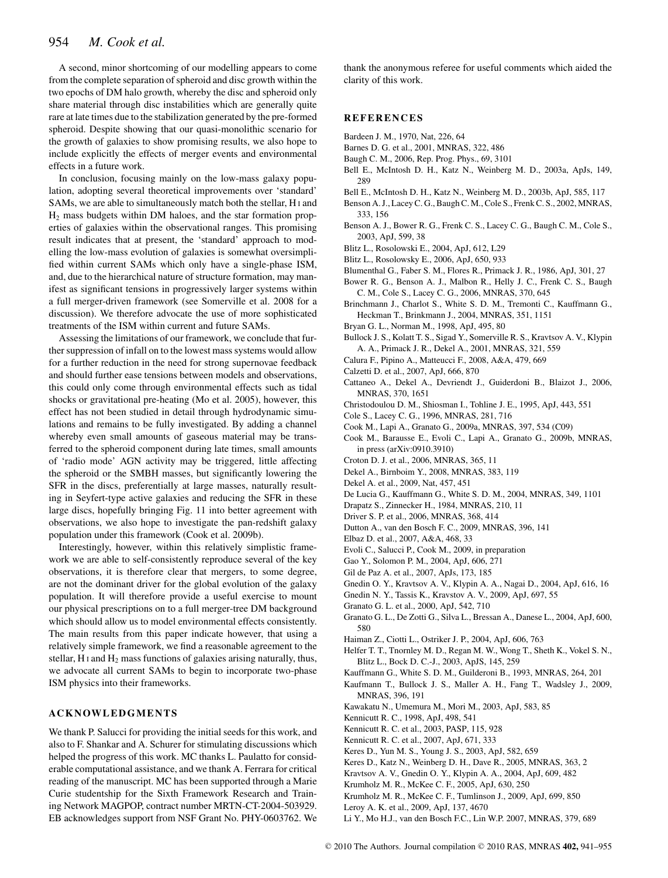A second, minor shortcoming of our modelling appears to come from the complete separation of spheroid and disc growth within the two epochs of DM halo growth, whereby the disc and spheroid only share material through disc instabilities which are generally quite rare at late times due to the stabilization generated by the pre-formed spheroid. Despite showing that our quasi-monolithic scenario for the growth of galaxies to show promising results, we also hope to include explicitly the effects of merger events and environmental effects in a future work.

In conclusion, focusing mainly on the low-mass galaxy population, adopting several theoretical improvements over 'standard' SAMs, we are able to simultaneously match both the stellar, H I and $H_2$ mass budgets within DM haloes, and the star formation properties of galaxies within the observational ranges. This promising result indicates that at present, the 'standard' approach to modelling the low-mass evolution of galaxies is somewhat oversimplified within current SAMs which only have a single-phase ISM, and, due to the hierarchical nature of structure formation, may manifest as significant tensions in progressively larger systems within a full merger-driven framework (see Somerville et al. 2008 for a discussion). We therefore advocate the use of more sophisticated treatments of the ISM within current and future SAMs.

Assessing the limitations of our framework, we conclude that further suppression of infall on to the lowest mass systems would allow for a further reduction in the need for strong supernovae feedback and should further ease tensions between models and observations, this could only come through environmental effects such as tidal shocks or gravitational pre-heating (Mo et al. 2005), however, this effect has not been studied in detail through hydrodynamic simulations and remains to be fully investigated. By adding a channel whereby even small amounts of gaseous material may be transferred to the spheroid component during late times, small amounts of 'radio mode' AGN activity may be triggered, little affecting the spheroid or the SMBH masses, but significantly lowering the SFR in the discs, preferentially at large masses, naturally resulting in Seyfert-type active galaxies and reducing the SFR in these large discs, hopefully bringing Fig. 11 into better agreement with observations, we also hope to investigate the pan-redshift galaxy population under this framework (Cook et al. 2009b).

Interestingly, however, within this relatively simplistic framework we are able to self-consistently reproduce several of the key observations, it is therefore clear that mergers, to some degree, are not the dominant driver for the global evolution of the galaxy population. It will therefore provide a useful exercise to mount our physical prescriptions on to a full merger-tree DM background which should allow us to model environmental effects consistently. The main results from this paper indicate however, that using a relatively simple framework, we find a reasonable agreement to the stellar, H I and $H_2$ mass functions of galaxies arising naturally, thus, we advocate all current SAMs to begin to incorporate two-phase ISM physics into their frameworks.

## ACKNOWLEDGMENTS

We thank P. Salucci for providing the initial seeds for this work, and also to F. Shankar and A. Schurer for stimulating discussions which helped the progress of this work. MC thanks L. Paulatto for considerable computational assistance, and we thank A. Ferrara for critical reading of the manuscript. MC has been supported through a Marie Curie studentship for the Sixth Framework Research and Training Network MAGPOP, contract number MRTN-CT-2004-503929. EB acknowledges support from NSF Grant No. PHY-0603762. We thank the anonymous referee for useful comments which aided the clarity of this work.

## REFERENCES

Bardeen J. M., 1970, Nat, 226, 64
Barnes D. G. et al., 2001, MNRAS, 322, 486
Baugh C. M., 2006, Rep. Prog. Phys., 69, 3101
Bell E., McIntosh D. H., Katz N., Weinberg M. D., 2003a, ApJs, 149, 289
Bell E., McIntosh D. H., Katz N., Weinberg M. D., 2003b, ApJ, 585, 117
Benson A. J., Lacey C. G., Baugh C. M., Cole S., Frenk C. S., 2002, MNRAS, 333, 156
Benson A. J., Bower R. G., Frenk C. S., Lacey C. G., Baugh C. M., Cole S., 2003, ApJ, 599, 38
Blitz L., Rosolowski E., 2004, ApJ, 612, L29
Blitz L., Rosolowsky E., 2006, ApJ, 650, 933
Blumenthal G., Faber S. M., Flores R., Primack J. R., 1986, ApJ, 301, 27
Bower R. G., Benson A. J., Malbon R., Helly J. C., Frenk C. S., Baugh C. M., Cole S., Lacey C. G., 2006, MNRAS, 370, 645
Brinchmann J., Charlot S., White S. D. M., Tremonti C., Kauffmann G., Heckman T., Brinkmann J., 2004, MNRAS, 351, 1151
Bryan G. L., Norman M., 1998, ApJ, 495, 80
Bullock J. S., Kolatt T. S., Sigad Y., Somerville R. S., Kravtsov A. V., Klypin A. A., Primack J. R., Dekel A., 2001, MNRAS, 321, 559
Calura F., Pipino A., Matteucci F., 2008, A&A, 479, 669
Calzetti D. et al., 2007, ApJ, 666, 870
Cattaneo A., Dekel A., Devriendt J., Guiderdoni B., Blaizot J., 2006, MNRAS, 370, 1651
Christodoulou D. M., Shiosman I., Tohline J. E., 1995, ApJ, 443, 551
Cole S., Lacey C. G., 1996, MNRAS, 281, 716
Cook M., Lapi A., Granato G., 2009a, MNRAS, 397, 534 (C09)
Cook M., Barausse E., Evoli C., Lapi A., Granato G., 2009b, MNRAS, in press (arXiv:0910.3910)
Croton D. J. et al., 2006, MNRAS, 365, 11
Dekel A., Birnboim Y., 2008, MNRAS, 383, 119
Dekel A. et al., 2009, Nat, 457, 451
De Lucia G., Kauffmann G., White S. D. M., 2004, MNRAS, 349, 1101
Drapatz S., Zinnecker H., 1984, MNRAS, 210, 11
Driver S. P. et al., 2006, MNRAS, 368, 414
Dutton A., van den Bosch F. C., 2009, MNRAS, 396, 141
Elbaz D. et al., 2007, A&A, 468, 33
Evoli C., Salucci P., Cook M., 2009, in preparation
Gao Y., Solomon P. M., 2004, ApJ, 606, 271
Gil de Paz A. et al., 2007, ApJs, 173, 185
Gnedin O. Y., Kravtsov A. V., Klypin A. A., Nagai D., 2004, ApJ, 616, 16
Gnedin N. Y., Tassis K., Kravstov A. V., 2009, ApJ, 697, 55
Granato G. L. et al., 2000, ApJ, 542, 710
Granato G. L., De Zotti G., Silva L., Bressan A., Danese L., 2004, ApJ, 600, 580
Haiman Z., Ciotti L., Ostriker J. P., 2004, ApJ, 606, 763
Helfer T. T., Tnornley M. D., Regan M. W., Wong T., Sheth K., Vokel S. N., Blitz L., Bock D. C.-J., 2003, ApJS, 145, 259
Kauffmann G., White S. D. M., Guilderoni B., 1993, MNRAS, 264, 201
Kaufmann T., Bullock J. S., Maller A. H., Fang T., Wadsley J., 2009, MNRAS, 396, 191
Kawakatu N., Umemura M., Mori M., 2003, ApJ, 583, 85
Kennicutt R. C., 1998, ApJ, 498, 541
Kennicutt R. C. et al., 2003, PASP, 115, 928
Kennicutt R. C. et al., 2007, ApJ, 671, 333
Keres D., Yun M. S., Young J. S., 2003, ApJ, 582, 659
Keres D., Katz N., Weinberg D. H., Dave R., 2005, MNRAS, 363, 2
Kravtsov A. V., Gnedin O. Y., Klypin A. A., 2004, ApJ, 609, 482
Krumholz M. R., McKee C. F., 2005, ApJ, 630, 250
Krumholz M. R., McKee C. F., Tumlinson J., 2009, ApJ, 699, 850
Leroy A. K. et al., 2009, ApJ, 137, 4670
Li Y., Mo H.J., van den Bosch F.C., Lin W.P. 2007, MNRAS, 379, 689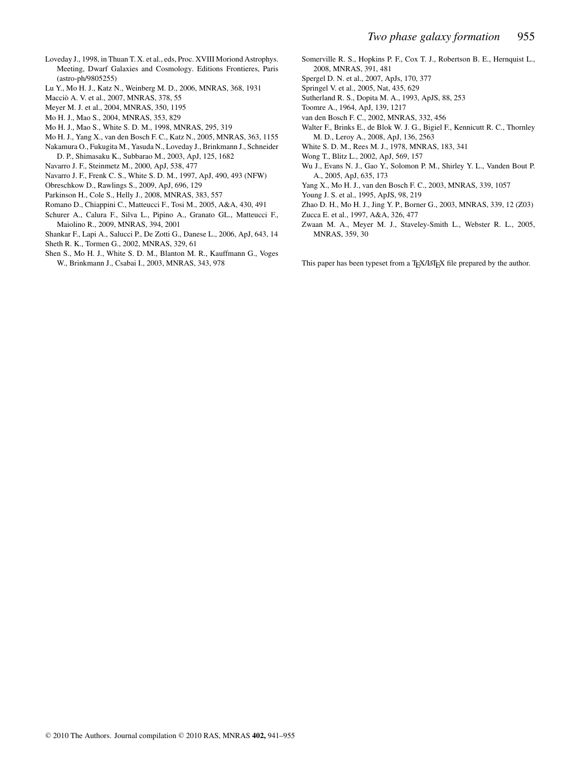Loveday J., 1998, in Thuan T. X. et al., eds, Proc. XVIII Moriond Astrophys. Meeting, Dwarf Galaxies and Cosmology. Editions Frontieres, Paris (astro-ph/9805255)

Lu Y., Mo H. J., Katz N., Weinberg M. D., 2006, MNRAS, 368, 1931

Macciò A. V. et al., 2007, MNRAS, 378, 55

Meyer M. J. et al., 2004, MNRAS, 350, 1195

Mo H. J., Mao S., 2004, MNRAS, 353, 829

Mo H. J., Mao S., White S. D. M., 1998, MNRAS, 295, 319

Mo H. J., Yang X., van den Bosch F. C., Katz N., 2005, MNRAS, 363, 1155

Nakamura O., Fukugita M., Yasuda N., Loveday J., Brinkmann J., Schneider D. P., Shimasaku K., Subbarao M., 2003, ApJ, 125, 1682

Navarro J. F., Steinmetz M., 2000, ApJ, 538, 477

Navarro J. F., Frenk C. S., White S. D. M., 1997, ApJ, 490, 493 (NFW)

Obreschkow D., Rawlings S., 2009, ApJ, 696, 129

Parkinson H., Cole S., Helly J., 2008, MNRAS, 383, 557

Romano D., Chiappini C., Matteucci F., Tosi M., 2005, A&A, 430, 491

Schurer A., Calura F., Silva L., Pipino A., Granato GL., Matteucci F., Maiolino R., 2009, MNRAS, 394, 2001

Shankar F., Lapi A., Salucci P., De Zotti G., Danese L., 2006, ApJ, 643, 14

Sheth R. K., Tormen G., 2002, MNRAS, 329, 61

Shen S., Mo H. J., White S. D. M., Blanton M. R., Kauffmann G., Voges W., Brinkmann J., Csabai I., 2003, MNRAS, 343, 978

Somerville R. S., Hopkins P. F., Cox T. J., Robertson B. E., Hernquist L., 2008, MNRAS, 391, 481

Spergel D. N. et al., 2007, ApJs, 170, 377

Springel V. et al., 2005, Nat, 435, 629

Sutherland R. S., Dopita M. A., 1993, ApJS, 88, 253

Toomre A., 1964, ApJ, 139, 1217

van den Bosch F. C., 2002, MNRAS, 332, 456

Walter F., Brinks E., de Blok W. J. G., Bigiel F., Kennicutt R. C., Thornley M. D., Leroy A., 2008, ApJ, 136, 2563

White S. D. M., Rees M. J., 1978, MNRAS, 183, 341

Wong T., Blitz L., 2002, ApJ, 569, 157

Wu J., Evans N. J., Gao Y., Solomon P. M., Shirley Y. L., Vanden Bout P. A., 2005, ApJ, 635, 173

Yang X., Mo H. J., van den Bosch F. C., 2003, MNRAS, 339, 1057

Young J. S. et al., 1995, ApJS, 98, 219

Zhao D. H., Mo H. J., Jing Y. P., Borner G., 2003, MNRAS, 339, 12 (Z03)

Zucca E. et al., 1997, A&A, 326, 477

Zwaan M. A., Meyer M. J., Staveley-Smith L., Webster R. L., 2005, MNRAS, 359, 30

This paper has been typeset from a TEX/LATEX file prepared by the author.